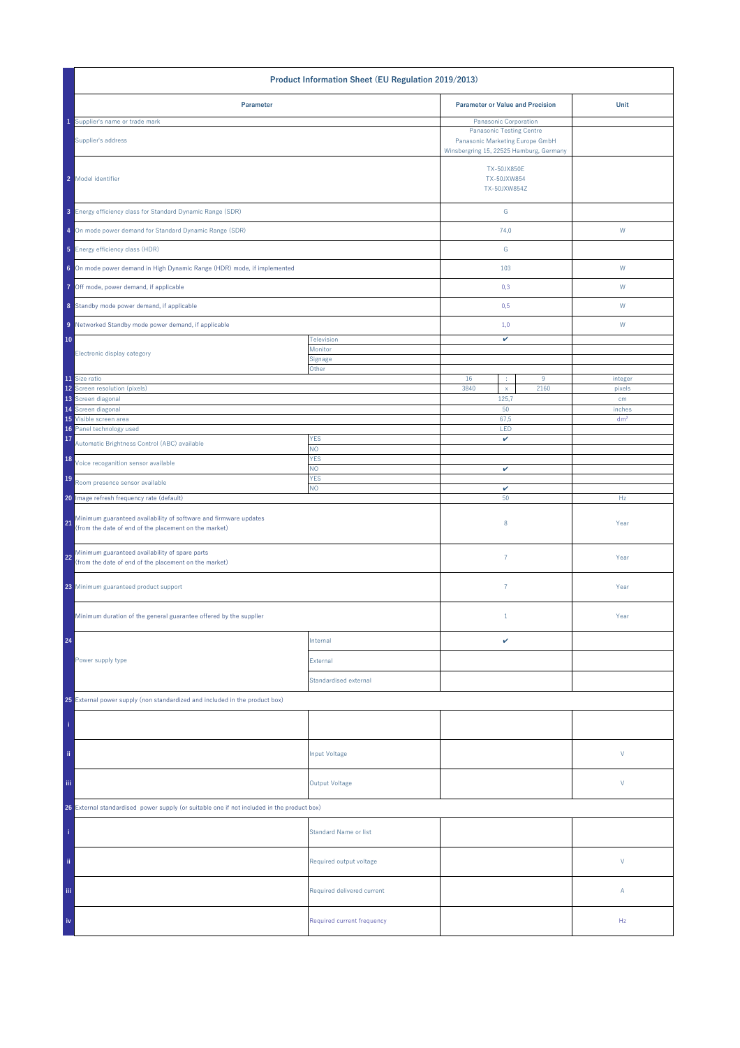# Product Information Sheet (EU Regulation 2019/2013)

| | Parameter | | Parameter or Value and Precision | | | Unit |
|---|---|---|---|---|---|---|
| 1 | Supplier's name or trade mark | | Panasonic Corporation | | | |
| | Supplier's address | | Panasonic Testing Centre<br>Panasonic Marketing Europe GmbH<br>Winsbergring 15, 22525 Hamburg, Germany | | | |
| 2 | Model identifier | | TX-50JX850E<br>TX-50JXW854<br>TX-50JXW854Z | | | |
| 3 | Energy efficiency class for Standard Dynamic Range (SDR) | | G | | | |
| 4 | On mode power demand for Standard Dynamic Range (SDR) | | 74,0 | | | W |
| 5 | Energy efficiency class (HDR) | | G | | | |
| 6 | On mode power demand in High Dynamic Range (HDR) mode, if implemented | | 103 | | | W |
| 7 | Off mode, power demand, if applicable | | 0,3 | | | W |
| 8 | Standby mode power demand, if applicable | | 0,5 | | | W |
| 9 | Networked Standby mode power demand, if applicable | | 1,0 | | | W |
| 10 | Electronic display category | Television | ✔ | | | |
| | | Monitor | | | | |
| | | Signage | | | | |
| | | Other | | | | |
| 11 | Size ratio | | 16 | : | 9 | integer |
| 12 | Screen resolution (pixels) | | 3840 | x | 2160 | pixels |
| 13 | Screen diagonal | | 125,7 | | | cm |
| 14 | Screen diagonal | | 50 | | | inches |
| 15 | Visible screen area | | 67,5 | | | dm² |
| 16 | Panel technology used | | LED | | | |
| 17 | Automatic Brightness Control (ABC) available | YES | ✔ | | | |
| | | NO | | | | |
| 18 | Voice recoganition sensor available | YES | | | | |
| | | NO | ✔ | | | |
| 19 | Room presence sensor available | YES | | | | |
| | | NO | ✔ | | | |
| 20 | Image refresh frequency rate (default) | | 50 | | | Hz |
| 21 | Minimum guaranteed availability of software and firmware updates<br>(from the date of end of the placement on the market) | | 8 | | | Year |
| 22 | Minimum guaranteed availability of spare parts<br>(from the date of end of the placement on the market) | | 7 | | | Year |
| 23 | Minimum guaranteed product support | | 7 | | | Year |
| | Minimum duration of the general guarantee offered by the supplier | | 1 | | | Year |
| 24 | Power supply type | Internal | ✔ | | | |
| | | External | | | | |
| | | Standardised external | | | | |
| 25 | External power supply (non standardized and included in the product box) | | | | | |
| i | | | | | | |
| ii | | Input Voltage | | | | V |
| iii | | Output Voltage | | | | V |
| 26 | External standardised power supply (or suitable one if not included in the product box) | | | | | |
| i | | Standard Name or list | | | | |
| ii | | Required output voltage | | | | V |
| iii | | Required delivered current | | | | A |
| iv | | Required current frequency | | | | Hz |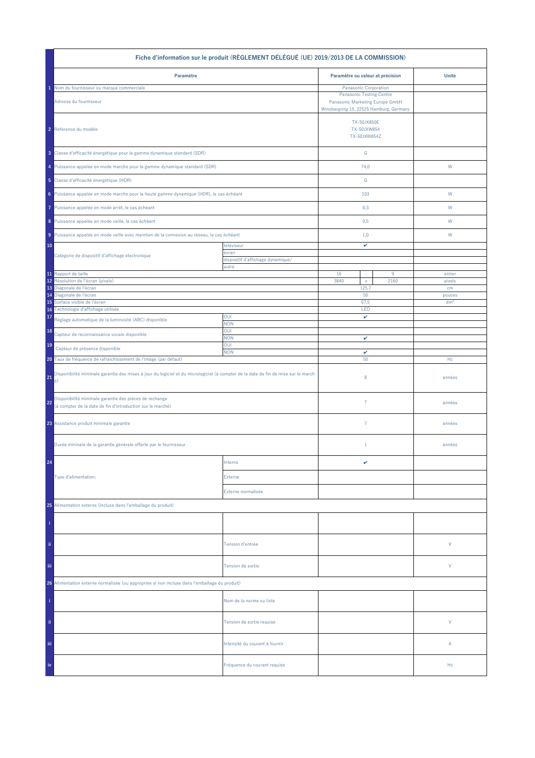| | Fiche d'information sur le produit (RÈGLEMENT DÉLÉGUÉ (UE) 2019/2013 DE LA COMMISSION) | | | | | |
|---|---|---|---|---|---|---|
| | **Paramètre** | | **Paramètre ou valeur et précision** | | | **Unité** |
| 1 | Nom du fournisseur ou marque commerciale | | Panasonic Corporation | | | |
| | Adresse du fournisseur | | Panasonic Testing Centre<br>Panasonic Marketing Europe GmbH<br>Winsbergring 15, 22525 Hamburg, Germany | | | |
| 2 | Référence du modèle | | TX-50JX850E<br>TX-50JXW854<br>TX-50JXW854Z | | | |
| 3 | Classe d'efficacité énergétique pour la gamme dynamique standard (SDR) | | G | | | |
| 4 | Puissance appelée en mode marche pour la gamme dynamique standard (SDR) | | 74,0 | | | W |
| 5 | Classe d'efficacité énergétique (HDR) | | G | | | |
| 6 | Puissance appelée en mode marche pour la haute gamme dynamique (HDR), le cas échéant | | 103 | | | W |
| 7 | Puissance appelée en mode arrêt, le cas échéant | | 0,3 | | | W |
| 8 | Puissance appelée en mode veille, le cas échéant | | 0,5 | | | W |
| 9 | Puissance appelée en mode veille avec maintien de la connexion au réseau, le cas échéant | | 1,0 | | | W |
| 10 | Catégorie de dispositif d'affichage électronique | téléviseur | ✔ | | | |
| | | écran | | | | |
| | | dispositif d'affichage dynamique/ | | | | |
| | | autre | | | | |
| 11 | Rapport de taille | | 16 | : | 9 | entier |
| 12 | Résolution de l'écran (pixels) | | 3840 | x | 2160 | pixels |
| 13 | Diagonale de l'écran | | 125,7 | | | cm |
| 14 | Diagonale de l'écran | | 50 | | | pouces |
| 15 | Surface visible de l'écran | | 67,5 | | | dm² |
| 16 | Technologie d'affichage utilisée | | LED | | | |
| 17 | Réglage automatique de la luminosité (ABC) disponible | OUI | ✔ | | | |
| | | NON | | | | |
| 18 | Capteur de reconnaissance vocale disponible | OUI | | | | |
| | | NON | ✔ | | | |
| 19 | Capteur de présence disponible | OUI | | | | |
| | | NON | ✔ | | | |
| 20 | Taux de fréquence de rafraîchissement de l'image (par défaut) | | 50 | | | Hz |
| 21 | Disponibilité minimale garantie des mises à jour du logiciel et du micrologiciel (à compter de la date de fin de mise sur le marché) | | 8 | | | années |
| 22 | Disponibilité minimale garantie des pièces de rechange<br>(à compter de la date de fin d'introduction sur le marché) | | 7 | | | années |
| 23 | Assistance produit minimale garantie | | 7 | | | années |
| | Durée mininale de la garantie générale offerte par le fournisseur | | 1 | | | années |
| 24 | Type d'alimentation: | Interne | ✔ | | | |
| | | Externe | | | | |
| | | Externe normalisée | | | | |
| 25 | Alimentation externe (incluse dans l'emballage du produit) | | | | | |
| i | | | | | | |
| ii | | Tension d'entrée | | | | V |
| iii | | Tension de sortie | | | | V |
| 26 | Alimentation externe normalisée (ou appropriée si non incluse dans l'emballage du produit) | | | | | |
| i | | Nom de la norme ou liste | | | | |
| ii | | Tension de sortie requise | | | | V |
| iii | | Intensité du courant à fournir | | | | A |
| iv | | Fréquence du courant requise | | | | Hz |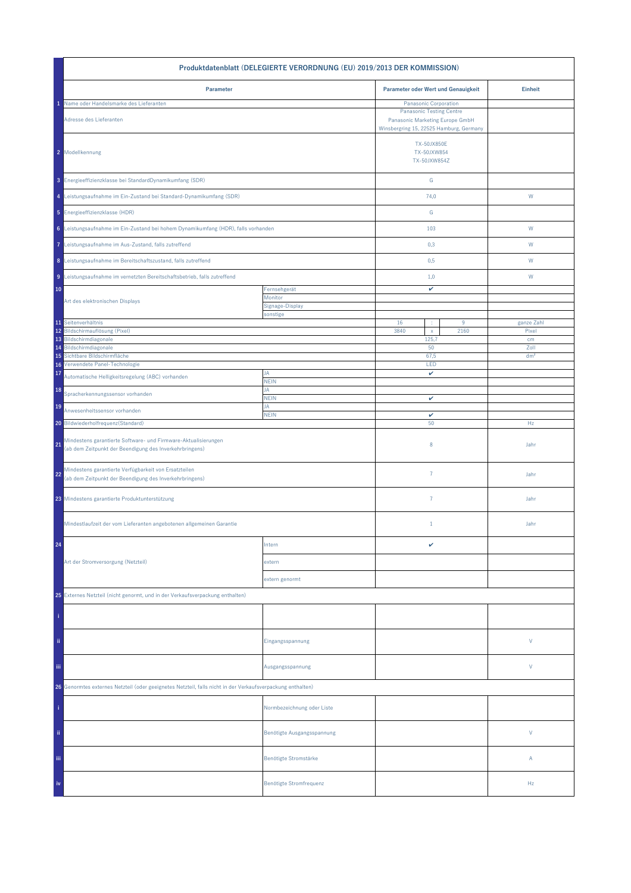| | Produktdatenblatt (DELEGIERTE VERORDNUNG (EU) 2019/2013 DER KOMMISSION) | | | | | |
|---|---|---|---|---|---|---|
| | **Parameter** | | **Parameter oder Wert und Genauigkeit** | | | **Einheit** |
| 1 | Name oder Handelsmarke des Lieferanten | | Panasonic Corporation | | | |
| | Adresse des Lieferanten | | Panasonic Testing Centre<br>Panasonic Marketing Europe GmbH<br>Winsbergring 15, 22525 Hamburg, Germany | | | |
| 2 | Modellkennung | | TX-50JX850E<br>TX-50JXW854<br>TX-50JXW854Z | | | |
| 3 | Energieeffizienzklasse bei StandardDynamikumfang (SDR) | | G | | | |
| 4 | Leistungsaufnahme im Ein-Zustand bei Standard-Dynamikumfang (SDR) | | 74,0 | | | W |
| 5 | Energieeffizienzklasse (HDR) | | G | | | |
| 6 | Leistungsaufnahme im Ein-Zustand bei hohem Dynamikumfang (HDR), falls vorhanden | | 103 | | | W |
| 7 | Leistungsaufnahme im Aus-Zustand, falls zutreffend | | 0,3 | | | W |
| 8 | Leistungsaufnahme im Bereitschaftszustand, falls zutreffend | | 0,5 | | | W |
| 9 | Leistungsaufnahme im vernetzten Bereitschaftsbetrieb, falls zutreffend | | 1,0 | | | W |
| 10 | Art des elektronischen Displays | Fernsehgerät | ✔ | | | |
| | | Monitor | | | | |
| | | Signage-Display | | | | |
| | | sonstige | | | | |
| 11 | Seitenverhältnis | | 16 | : | 9 | ganze Zahl |
| 12 | Bildschirmauflösung (Pixel) | | 3840 | x | 2160 | Pixel |
| 13 | Bildschirmdiagonale | | 125,7 | | | cm |
| 14 | Bildschirmdiagonale | | 50 | | | Zoll |
| 15 | Sichtbare Bildschirmfläche | | 67,5 | | | dm² |
| 16 | Verwendete Panel-Technologie | | LED | | | |
| 17 | Automatische Helligkeitsregelung (ABC) vorhanden | JA | ✔ | | | |
| | | NEIN | | | | |
| 18 | Spracherkennungssensor vorhanden | JA | | | | |
| | | NEIN | ✔ | | | |
| 19 | Anwesenheitssensor vorhanden | JA | | | | |
| | | NEIN | ✔ | | | |
| 20 | Bildwiederholfrequenz(Standard) | | 50 | | | Hz |
| 21 | Mindestens garantierte Software- und Firmware-Aktualisierungen (ab dem Zeitpunkt der Beendigung des Inverkehrbringens) | | 8 | | | Jahr |
| 22 | Mindestens garantierte Verfügbarkeit von Ersatzteilen (ab dem Zeitpunkt der Beendigung des Inverkehrbringens) | | 7 | | | Jahr |
| 23 | Mindestens garantierte Produktunterstützung | | 7 | | | Jahr |
| | Mindestlaufzeit der vom Lieferanten angebotenen allgemeinen Garantie | | 1 | | | Jahr |
| 24 | Art der Stromversorgung (Netzteil) | Intern | ✔ | | | |
| | | extern | | | | |
| | | extern genormt | | | | |
| 25 | Externes Netzteil (nicht genormt, und in der Verkaufsverpackung enthalten) | | | | | |
| i | | | | | | |
| ii | | Eingangsspannung | | | | V |
| iii | | Ausgangsspannung | | | | V |
| 26 | Genormtes externes Netzteil (oder geeignetes Netzteil, falls nicht in der Verkaufsverpackung enthalten) | | | | | |
| i | | Normbezeichnung oder Liste | | | | |
| ii | | Benötigte Ausgangsspannung | | | | V |
| iii | | Benötigte Stromstärke | | | | A |
| iv | | Benötigte Stromfrequenz | | | | Hz |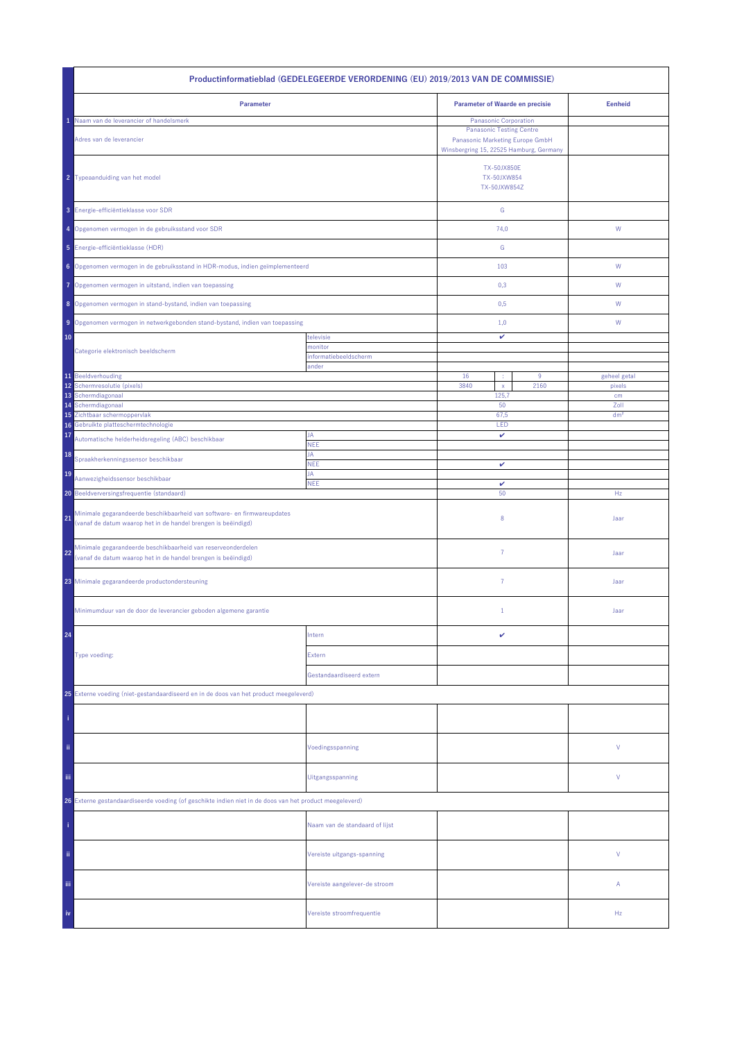| | Productinformatieblad (GEDELEGEERDE VERORDENING (EU) 2019/2013 VAN DE COMMISSIE) | | | | | |
|---|---|---|---|---|---|---|
| | **Parameter** | | **Parameter of Waarde en precisie** | | | **Eenheid** |
| 1 | Naam van de leverancier of handelsmerk | | Panasonic Corporation | | | |
| | Adres van de leverancier | | Panasonic Testing Centre<br>Panasonic Marketing Europe GmbH<br>Winsbergring 15, 22525 Hamburg, Germany | | | |
| 2 | Typeaanduiding van het model | | TX-50JX850E<br>TX-50JXW854<br>TX-50JXW854Z | | | |
| 3 | Energie-efficiëntieklasse voor SDR | | G | | | |
| 4 | Opgenomen vermogen in de gebruiksstand voor SDR | | 74,0 | | | W |
| 5 | Energie-efficiëntieklasse (HDR) | | G | | | |
| 6 | Opgenomen vermogen in de gebruiksstand in HDR-modus, indien geïmplementeerd | | 103 | | | W |
| 7 | Opgenomen vermogen in uitstand, indien van toepassing | | 0,3 | | | W |
| 8 | Opgenomen vermogen in stand-bystand, indien van toepassing | | 0,5 | | | W |
| 9 | Opgenomen vermogen in netwerkgebonden stand-bystand, indien van toepassing | | 1,0 | | | W |
| 10 | Categorie elektronisch beeldscherm | televisie | ✔ | | | |
| | | monitor | | | | |
| | | informatiebeeldscherm | | | | |
| | | ander | | | | |
| 11 | Beeldverhouding | | 16 | : | 9 | geheel getal |
| 12 | Schermresolutie (pixels) | | 3840 | x | 2160 | pixels |
| 13 | Schermdiagonaal | | 125,7 | | | cm |
| 14 | Schermdiagonaal | | 50 | | | Zoll |
| 15 | Zichtbaar schermoppervlak | | 67,5 | | | dm² |
| 16 | Gebruikte plattescherm­technologie | | LED | | | |
| 17 | Automatische helderheidsregeling (ABC) beschikbaar | JA | ✔ | | | |
| | | NEE | | | | |
| 18 | Spraakherkenningssensor beschikbaar | JA | | | | |
| | | NEE | ✔ | | | |
| 19 | Aanwezigheidssensor beschikbaar | JA | | | | |
| | | NEE | ✔ | | | |
| 20 | Beeldverversingsfrequentie (standaard) | | 50 | | | Hz |
| 21 | Minimale gegarandeerde beschikbaarheid van software- en firmwareupdates (vanaf de datum waarop het in de handel brengen is beëindigd) | | 8 | | | Jaar |
| 22 | Minimale gegarandeerde beschikbaarheid van reserveonderdelen (vanaf de datum waarop het in de handel brengen is beëindigd) | | 7 | | | Jaar |
| 23 | Minimale gegarandeerde productondersteuning | | 7 | | | Jaar |
| | Minimumduur van de door de leverancier geboden algemene garantie | | 1 | | | Jaar |
| 24 | Type voeding: | Intern | ✔ | | | |
| | | Extern | | | | |
| | | Gestandaardiseerd extern | | | | |
| 25 | Externe voeding (niet-gestandaardiseerd en in de doos van het product meegeleverd) | | | | | |
| i | | | | | | |
| ii | | Voedingsspanning | | | | V |
| iii | | Uitgangsspanning | | | | V |
| 26 | Externe gestandaardiseerde voeding (of geschikte indien niet in de doos van het product meegeleverd) | | | | | |
| i | | Naam van de standaard of lijst | | | | |
| ii | | Vereiste uitgangs-spanning | | | | V |
| iii | | Vereiste aangelever-de stroom | | | | A |
| iv | | Vereiste stroomfrequentie | | | | Hz |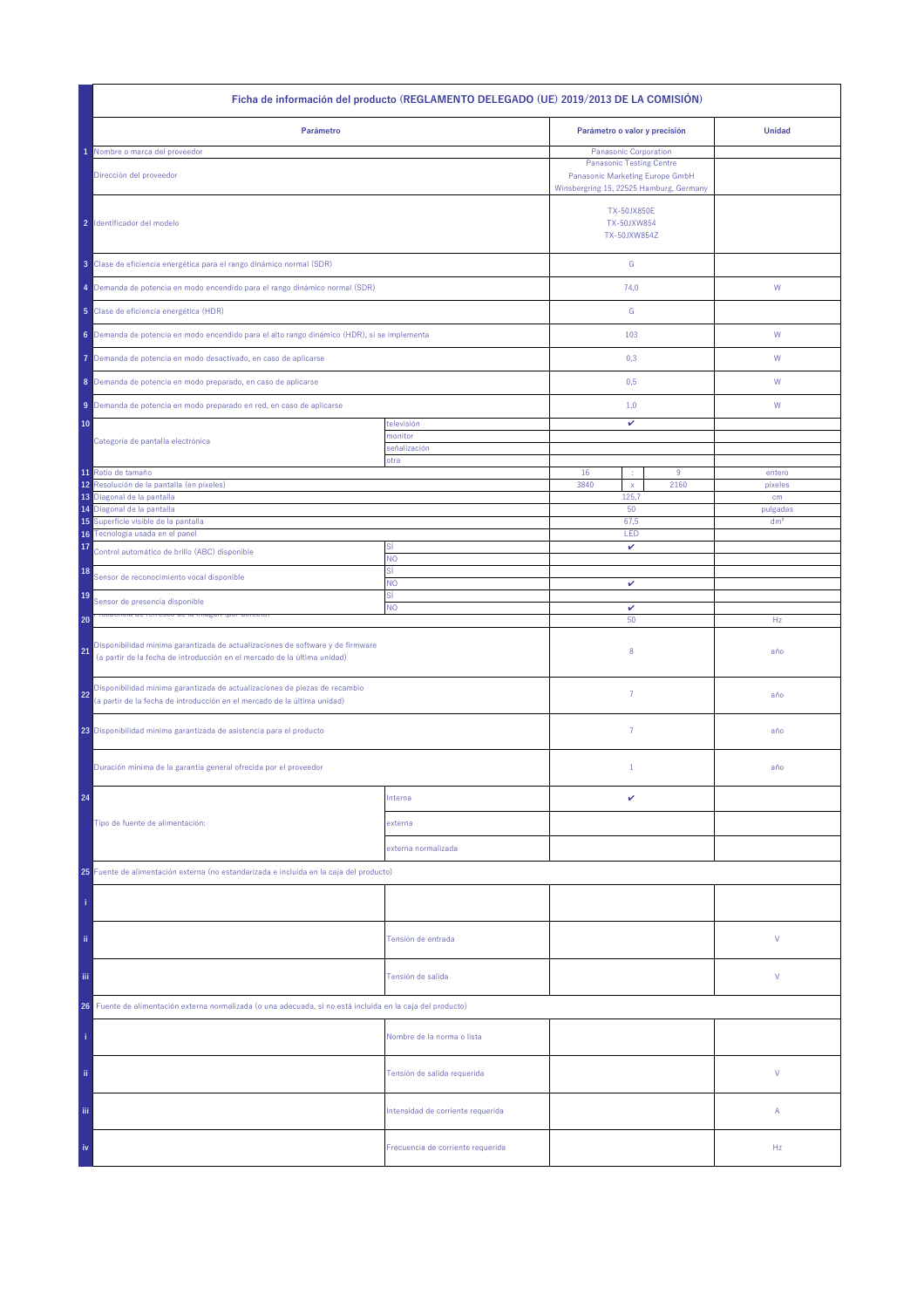| | Ficha de información del producto (REGLAMENTO DELEGADO (UE) 2019/2013 DE LA COMISIÓN) | | | | | |
|---|---|---|---|---|---|---|
| | **Parámetro** | | **Parámetro o valor y precisión** | | | **Unidad** |
| 1 | Nombre o marca del proveedor | | Panasonic Corporation | | | |
| | Dirección del proveedor | | Panasonic Testing Centre<br>Panasonic Marketing Europe GmbH<br>Winsbergring 15, 22525 Hamburg, Germany | | | |
| 2 | Identificador del modelo | | TX-50JX850E<br>TX-50JXW854<br>TX-50JXW854Z | | | |
| 3 | Clase de eficiencia energética para el rango dinámico normal (SDR) | | G | | | |
| 4 | Demanda de potencia en modo encendido para el rango dinámico normal (SDR) | | 74,0 | | | W |
| 5 | Clase de eficiencia energética (HDR) | | G | | | |
| 6 | Demanda de potencia en modo encendido para el alto rango dinámico (HDR), si se implementa | | 103 | | | W |
| 7 | Demanda de potencia en modo desactivado, en caso de aplicarse | | 0,3 | | | W |
| 8 | Demanda de potencia en modo preparado, en caso de aplicarse | | 0,5 | | | W |
| 9 | Demanda de potencia en modo preparado en red, en caso de aplicarse | | 1,0 | | | W |
| 10 | Categoría de pantalla electrónica | televisión | ✔ | | | |
| | | monitor | | | | |
| | | señalización | | | | |
| | | otra | | | | |
| 11 | Ratio de tamaño | | 16 | : | 9 | entero |
| 12 | Resolución de la pantalla (en píxeles) | | 3840 | x | 2160 | píxeles |
| 13 | Diagonal de la pantalla | | 125,7 | | | cm |
| 14 | Diagonal de la pantalla | | 50 | | | pulgadas |
| 15 | Superficie visible de la pantalla | | 67,5 | | | dm² |
| 16 | Tecnología usada en el panel | | LED | | | |
| 17 | Control automático de brillo (ABC) disponible | SÍ | ✔ | | | |
| | | NO | | | | |
| 18 | Sensor de reconocimiento vocal disponible | SÍ | | | | |
| | | NO | ✔ | | | |
| 19 | Sensor de presencia disponible | SÍ | | | | |
| | | NO | ✔ | | | |
| 20 | Frecuencia de refresco de la imagen (por defecto) | | 50 | | | Hz |
| 21 | Disponibilidad mínima garantizada de actualizaciones de software y de firmware (a partir de la fecha de introducción en el mercado de la última unidad) | | 8 | | | año |
| 22 | Disponibilidad mínima garantizada de actualizaciones de piezas de recambio (a partir de la fecha de introducción en el mercado de la última unidad) | | 7 | | | año |
| 23 | Disponibilidad mínima garantizada de asistencia para el producto | | 7 | | | año |
| | Duración mínima de la garantía general ofrecida por el proveedor | | 1 | | | año |
| 24 | Tipo de fuente de alimentación: | Interna | ✔ | | | |
| | | externa | | | | |
| | | externa normalizada | | | | |
| 25 | Fuente de alimentación externa (no estandarizada e incluida en la caja del producto) | | | | | |
| i | | | | | | |
| ii | | Tensión de entrada | | | | V |
| iii | | Tensión de salida | | | | V |
| 26 | Fuente de alimentación externa normalizada (o una adecuada, si no está incluida en la caja del producto) | | | | | |
| i | | Nombre de la norma o lista | | | | |
| ii | | Tensión de salida requerida | | | | V |
| iii | | Intensidad de corriente requerida | | | | A |
| iv | | Frecuencia de corriente requerida | | | | Hz |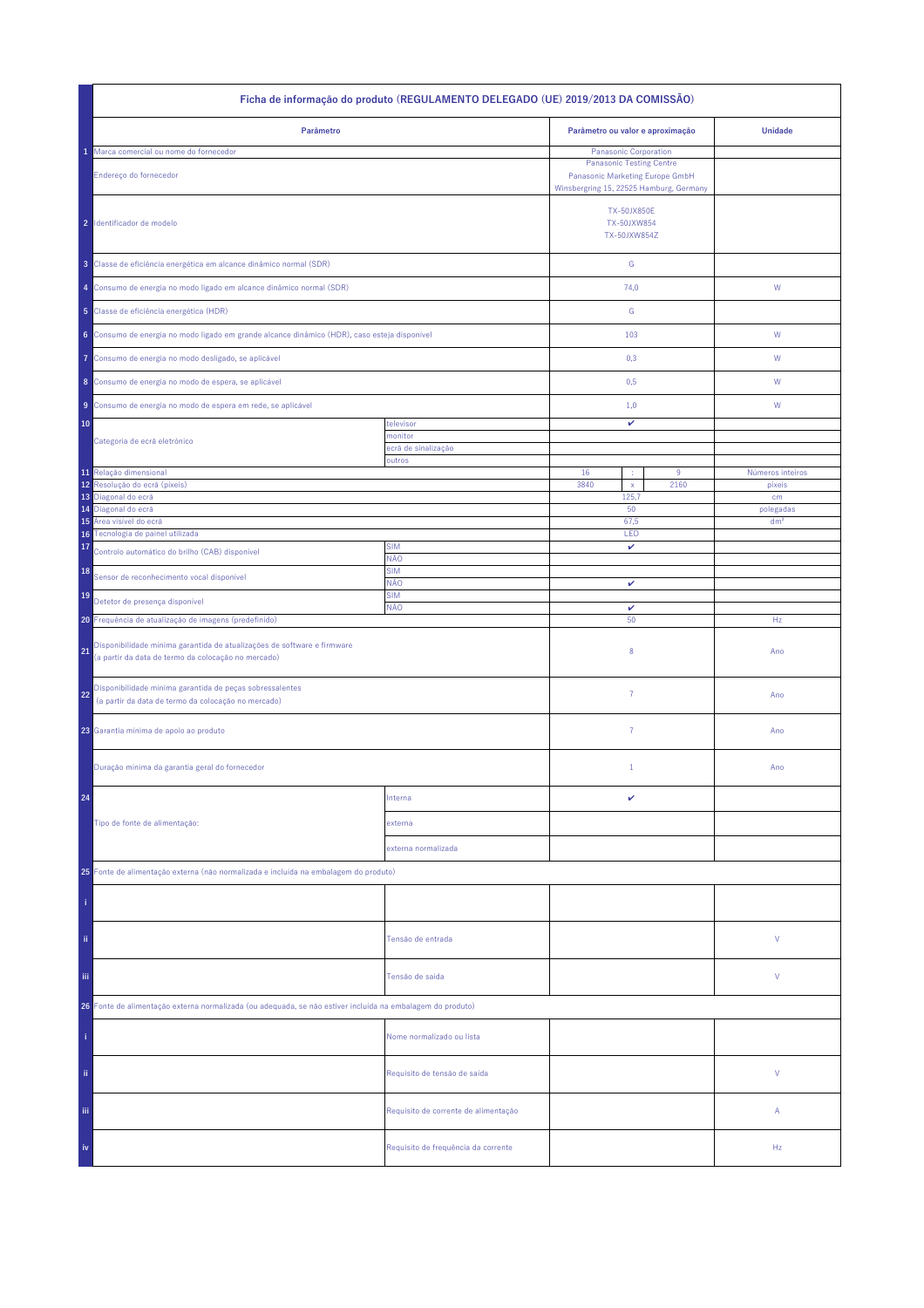| | Ficha de informação do produto (REGULAMENTO DELEGADO (UE) 2019/2013 DA COMISSÃO) | | | | | |
|---|---|---|---|---|---|---|
| | **Parâmetro** | | **Parâmetro ou valor e aproximação** | | | **Unidade** |
| 1 | Marca comercial ou nome do fornecedor | | Panasonic Corporation | | | |
| | Endereço do fornecedor | | Panasonic Testing Centre<br>Panasonic Marketing Europe GmbH<br>Winsbergring 15, 22525 Hamburg, Germany | | | |
| 2 | Identificador de modelo | | TX-50JX850E<br>TX-50JXW854<br>TX-50JXW854Z | | | |
| 3 | Classe de eficiência energética em alcance dinâmico normal (SDR) | | G | | | |
| 4 | Consumo de energia no modo ligado em alcance dinâmico normal (SDR) | | 74,0 | | | W |
| 5 | Classe de eficiência energética (HDR) | | G | | | |
| 6 | Consumo de energia no modo ligado em grande alcance dinâmico (HDR), caso esteja disponível | | 103 | | | W |
| 7 | Consumo de energia no modo desligado, se aplicável | | 0,3 | | | W |
| 8 | Consumo de energia no modo de espera, se aplicável | | 0,5 | | | W |
| 9 | Consumo de energia no modo de espera em rede, se aplicável | | 1,0 | | | W |
| 10 | Categoria de ecrã eletrónico | televisor | ✔ | | | |
| | | monitor | | | | |
| | | ecrã de sinalização | | | | |
| | | outros | | | | |
| 11 | Relação dimensional | | 16 | : | 9 | Números inteiros |
| 12 | Resolução do ecrã (píxeis) | | 3840 | x | 2160 | píxeis |
| 13 | Diagonal do ecrã | | 125,7 | | | cm |
| 14 | Diagonal do ecrã | | 50 | | | polegadas |
| 15 | Área visível do ecrã | | 67,5 | | | dm² |
| 16 | Tecnologia de painel utilizada | | LED | | | |
| 17 | Controlo automático do brilho (CAB) disponível | SIM | ✔ | | | |
| | | NÃO | | | | |
| 18 | Sensor de reconhecimento vocal disponível | SIM | | | | |
| | | NÃO | ✔ | | | |
| 19 | Detetor de presença disponível | SIM | | | | |
| | | NÃO | ✔ | | | |
| 20 | Frequência de atualização de imagens (predefinido) | | 50 | | | Hz |
| 21 | Disponibilidade mínima garantida de atualizações de software e firmware<br>(a partir da data de termo da colocação no mercado) | | 8 | | | Ano |
| 22 | Disponibilidade mínima garantida de peças sobressalentes<br>(a partir da data de termo da colocação no mercado) | | 7 | | | Ano |
| 23 | Garantia mínima de apoio ao produto | | 7 | | | Ano |
| | Duração mínima da garantia geral do fornecedor | | 1 | | | Ano |
| 24 | Tipo de fonte de alimentação: | Interna | ✔ | | | |
| | | externa | | | | |
| | | externa normalizada | | | | |
| 25 | Fonte de alimentação externa (não normalizada e incluída na embalagem do produto) | | | | | |
| i | | | | | | |
| ii | | Tensão de entrada | | | | V |
| iii | | Tensão de saída | | | | V |
| 26 | Fonte de alimentação externa normalizada (ou adequada, se não estiver incluída na embalagem do produto) | | | | | |
| i | | Nome normalizado ou lista | | | | |
| ii | | Requisito de tensão de saída | | | | V |
| iii | | Requisito de corrente de alimentação | | | | A |
| iv | | Requisito de frequência da corrente | | | | Hz |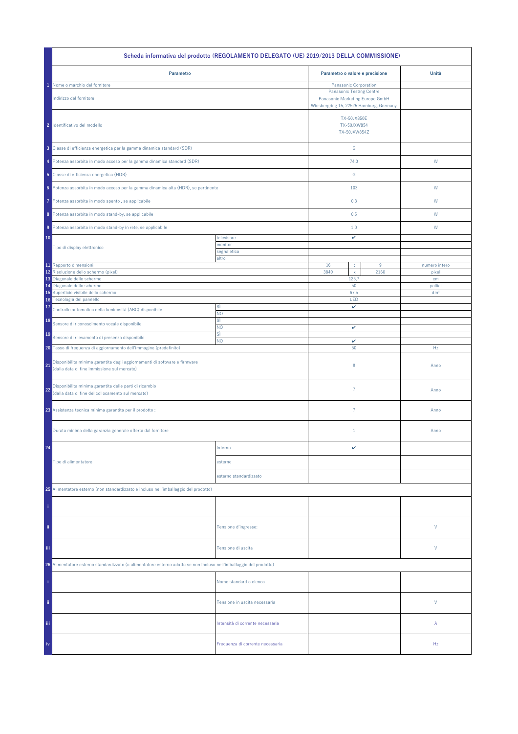| | Scheda informativa del prodotto (REGOLAMENTO DELEGATO (UE) 2019/2013 DELLA COMMISSIONE) | | | | | |
|---|---|---|---|---|---|---|
| | **Parametro** | | **Parametro o valore e precisione** | | | **Unità** |
| 1 | Nome o marchio del fornitore | | Panasonic Corporation | | | |
| | Indirizzo del fornitore | | Panasonic Testing Centre<br>Panasonic Marketing Europe GmbH<br>Winsbergring 15, 22525 Hamburg, Germany | | | |
| 2 | Identificativo del modello | | TX-50JX850E<br>TX-50JXW854<br>TX-50JXW854Z | | | |
| 3 | Classe di efficienza energetica per la gamma dinamica standard (SDR) | | G | | | |
| 4 | Potenza assorbita in modo acceso per la gamma dinamica standard (SDR) | | 74,0 | | | W |
| 5 | Classe di efficienza energetica (HDR) | | G | | | |
| 6 | Potenza assorbita in modo acceso per la gamma dinamica alta (HDR), se pertinente | | 103 | | | W |
| 7 | Potenza assorbita in modo spento , se applicabile | | 0,3 | | | W |
| 8 | Potenza assorbita in modo stand-by, se applicabile | | 0,5 | | | W |
| 9 | Potenza assorbita in modo stand-by in rete, se applicabile | | 1,0 | | | W |
| 10 | Tipo di display elettronico | televisore | ✔ | | | |
| | | monitor | | | | |
| | | segnaletica | | | | |
| | | altro | | | | |
| 11 | Rapporto dimensioni | | 16 | : | 9 | numero intero |
| 12 | Risoluzione dello schermo (pixel) | | 3840 | x | 2160 | pixel |
| 13 | Diagonale dello schermo | | 125,7 | | | cm |
| 14 | Diagonale dello schermo | | 50 | | | pollici |
| 15 | Superficie visibile dello schermo | | 67,5 | | | dm² |
| 16 | Tecnologia del pannello | | LED | | | |
| 17 | Controllo automatico della luminosità (ABC) disponibile | SÌ | ✔ | | | |
| | | NO | | | | |
| 18 | Sensore di riconoscimento vocale disponibile | SÌ | | | | |
| | | NO | ✔ | | | |
| 19 | Sensore di rilevamento di presenza disponibile | SÌ | | | | |
| | | NO | ✔ | | | |
| 20 | Tasso di frequenza di aggiornamento dell'immagine (predefinito) | | 50 | | | Hz |
| 21 | Disponibilità minima garantita degli aggiornamenti di software e firmware (dalla data di fine immissione sul mercato) | | 8 | | | Anno |
| 22 | Disponibilità minima garantita delle parti di ricambio (dalla data di fine del collocamento sul mercato) | | 7 | | | Anno |
| 23 | Assistenza tecnica minima garantita per il prodotto : | | 7 | | | Anno |
| | Durata minima della garanzia generale offerta dal fornitore | | 1 | | | Anno |
| 24 | Tipo di alimentatore | Interno | ✔ | | | |
| | | esterno | | | | |
| | | esterno standardizzato | | | | |
| 25 | Alimentatore esterno (non standardizzato e incluso nell'imballaggio del prodotto) | | | | | |
| i | | | | | | |
| ii | | Tensione d'ingresso: | | | | V |
| iii | | Tensione di uscita | | | | V |
| 26 | Alimentatore esterno standardizzato (o alimentatore esterno adatto se non incluso nell'imballaggio del prodotto) | | | | | |
| i | | Nome standard o elenco | | | | |
| ii | | Tensione in uscita necessaria | | | | V |
| iii | | Intensità di corrente necessaria | | | | A |
| iv | | Frequenza di corrente necessaria | | | | Hz |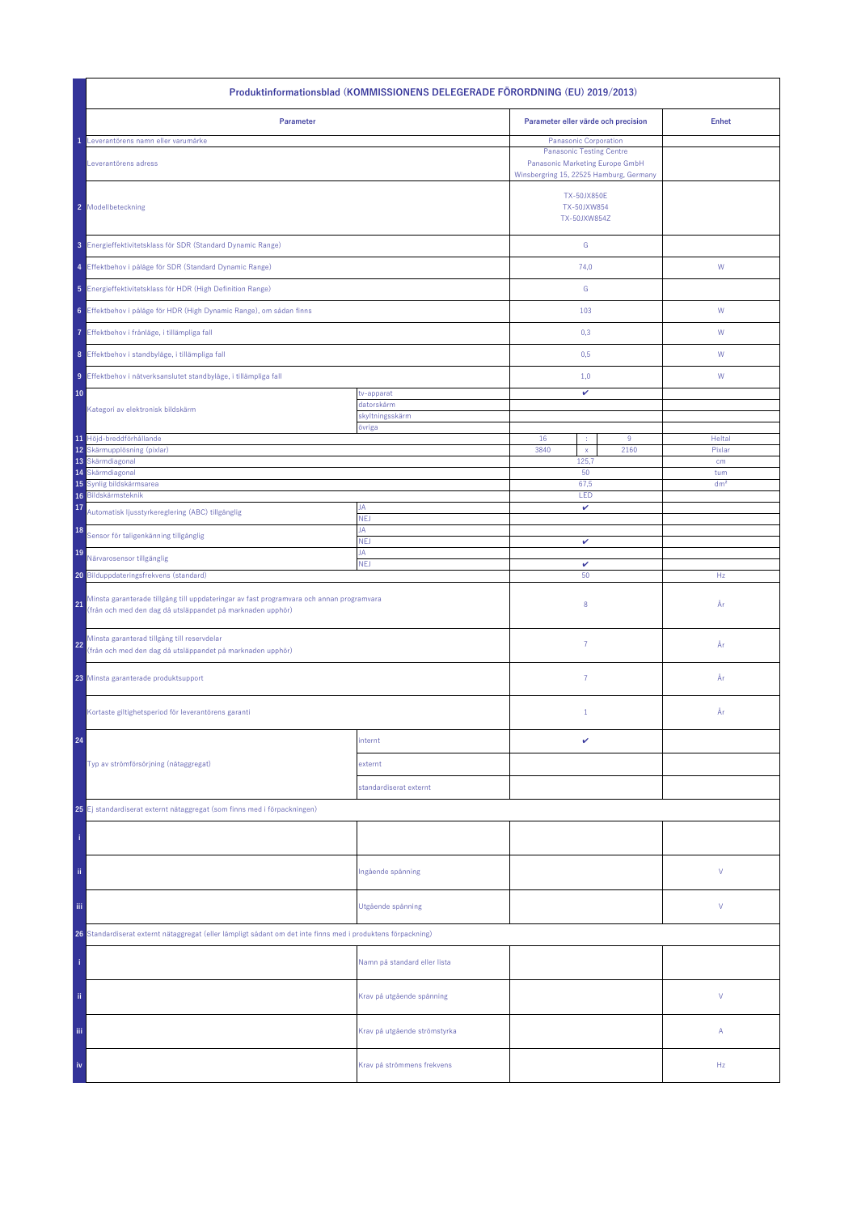| | Produktinformationsblad (KOMMISSIONENS DELEGERADE FÖRORDNING (EU) 2019/2013) | | | | | |
|---|---|---|---|---|---|---|
| | **Parameter** | | **Parameter eller värde och precision** | | | **Enhet** |
| 1 | Leverantörens namn eller varumärke | | Panasonic Corporation | | | |
| | Leverantörens adress | | Panasonic Testing Centre<br>Panasonic Marketing Europe GmbH<br>Winsbergring 15, 22525 Hamburg, Germany | | | |
| 2 | Modellbeteckning | | TX-50JX850E<br>TX-50JXW854<br>TX-50JXW854Z | | | |
| 3 | Energieffektivitetsklass för SDR (Standard Dynamic Range) | | G | | | |
| 4 | Effektbehov i påläge för SDR (Standard Dynamic Range) | | 74,0 | | | W |
| 5 | Energieffektivitetsklass för HDR (High Definition Range) | | G | | | |
| 6 | Effektbehov i påläge för HDR (High Dynamic Range), om sådan finns | | 103 | | | W |
| 7 | Effektbehov i frånläge, i tillämpliga fall | | 0,3 | | | W |
| 8 | Effektbehov i standbyläge, i tillämpliga fall | | 0,5 | | | W |
| 9 | Effektbehov i nätverksanslutet standbyläge, i tillämpliga fall | | 1,0 | | | W |
| 10 | Kategori av elektronisk bildskärm | tv-apparat | ✔ | | | |
| | | datorskärm | | | | |
| | | skyltningsskärm | | | | |
| | | övriga | | | | |
| 11 | Höjd-breddförhållande | | 16 | : | 9 | Heltal |
| 12 | Skärmupplösning (pixlar) | | 3840 | x | 2160 | Pixlar |
| 13 | Skärmdiagonal | | 125,7 | | | cm |
| 14 | Skärmdiagonal | | 50 | | | tum |
| 15 | Synlig bildskärmsarea | | 67,5 | | | dm² |
| 16 | Bildskärmsteknik | | LED | | | |
| 17 | Automatisk ljusstyrkereglering (ABC) tillgänglig | JA | ✔ | | | |
| | | NEJ | | | | |
| 18 | Sensor för taligenkänning tillgänglig | JA | | | | |
| | | NEJ | ✔ | | | |
| 19 | Närvarosensor tillgänglig | JA | | | | |
| | | NEJ | ✔ | | | |
| 20 | Bilduppdateringsfrekvens (standard) | | 50 | | | Hz |
| 21 | Minsta garanterade tillgång till uppdateringar av fast programvara och annan programvara (från och med den dag då utsläppandet på marknaden upphör) | | 8 | | | År |
| 22 | Minsta garanterad tillgång till reservdelar (från och med den dag då utsläppandet på marknaden upphör) | | 7 | | | År |
| 23 | Minsta garanterade produktsupport | | 7 | | | År |
| | Kortaste giltighetsperiod för leverantörens garanti | | 1 | | | År |
| 24 | Typ av strömförsörjning (nätaggregat) | internt | ✔ | | | |
| | | externt | | | | |
| | | standardiserat externt | | | | |
| 25 | Ej standardiserat externt nätaggregat (som finns med i förpackningen) | | | | | |
| i | | | | | | |
| ii | | Ingående spänning | | | | V |
| iii | | Utgående spänning | | | | V |
| 26 | Standardiserat externt nätaggregat (eller lämpligt sådant om det inte finns med i produktens förpackning) | | | | | |
| i | | Namn på standard eller lista | | | | |
| ii | | Krav på utgående spänning | | | | V |
| iii | | Krav på utgående strömstyrka | | | | A |
| iv | | Krav på strömmens frekvens | | | | Hz |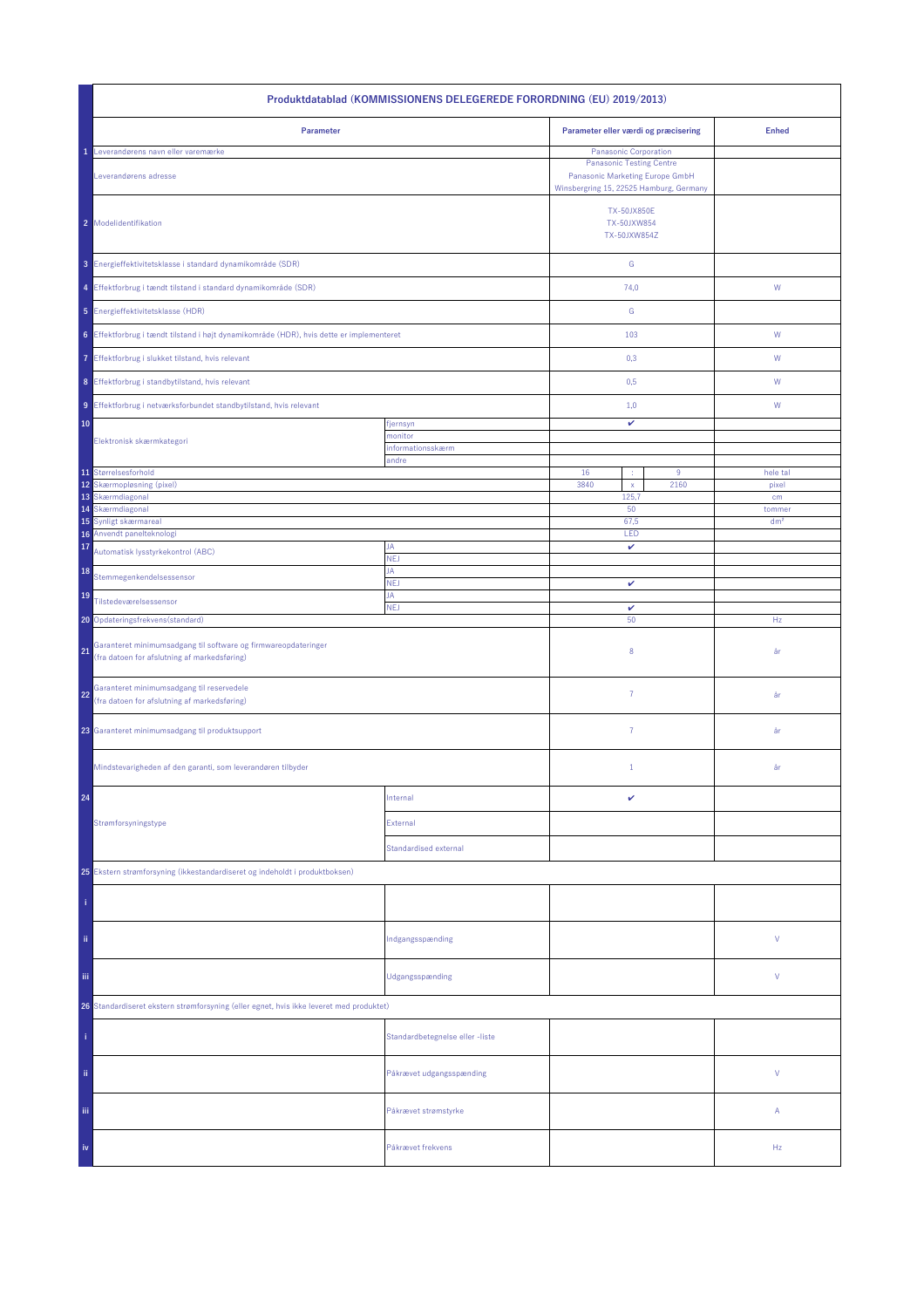| | Produktdatablad (KOMMISSIONENS DELEGEREDE FORORDNING (EU) 2019/2013) | | | | | |
|---|---|---|---|---|---|---|
| | **Parameter** | | **Parameter eller værdi og præcisering** | | | **Enhed** |
| 1 | Leverandørens navn eller varemærke | | Panasonic Corporation | | | |
| | Leverandørens adresse | | Panasonic Testing Centre<br>Panasonic Marketing Europe GmbH<br>Winsbergring 15, 22525 Hamburg, Germany | | | |
| 2 | Modelidentifikation | | TX-50JX850E<br>TX-50JXW854<br>TX-50JXW854Z | | | |
| 3 | Energieffektivitetsklasse i standard dynamikområde (SDR) | | G | | | |
| 4 | Effektforbrug i tændt tilstand i standard dynamikområde (SDR) | | 74,0 | | | W |
| 5 | Energieffektivitetsklasse (HDR) | | G | | | |
| 6 | Effektforbrug i tændt tilstand i højt dynamikområde (HDR), hvis dette er implementeret | | 103 | | | W |
| 7 | Effektforbrug i slukket tilstand, hvis relevant | | 0,3 | | | W |
| 8 | Effektforbrug i standbytilstand, hvis relevant | | 0,5 | | | W |
| 9 | Effektforbrug i netværksforbundet standbytilstand, hvis relevant | | 1,0 | | | W |
| 10 | Elektronisk skærmkategori | fjernsyn | ✔ | | | |
| | | monitor | | | | |
| | | informationsskærm | | | | |
| | | andre | | | | |
| 11 | Størrelsesforhold | | 16 | : | 9 | hele tal |
| 12 | Skærmopløsning (pixel) | | 3840 | x | 2160 | pixel |
| 13 | Skærmdiagonal | | 125,7 | | | cm |
| 14 | Skærmdiagonal | | 50 | | | tommer |
| 15 | Synligt skærmareal | | 67,5 | | | dm² |
| 16 | Anvendt panelteknologi | | LED | | | |
| 17 | Automatisk lysstyrkekontrol (ABC) | JA | ✔ | | | |
| | | NEJ | | | | |
| 18 | Stemmegenkendelsessensor | JA | | | | |
| | | NEJ | ✔ | | | |
| 19 | Tilstedeværelsessensor | JA | | | | |
| | | NEJ | ✔ | | | |
| 20 | Opdateringsfrekvens(standard) | | 50 | | | Hz |
| 21 | Garanteret minimumsadgang til software og firmwareopdateringer<br>(fra datoen for afslutning af markedsføring) | | 8 | | | år |
| 22 | Garanteret minimumsadgang til reservedele<br>(fra datoen for afslutning af markedsføring) | | 7 | | | år |
| 23 | Garanteret minimumsadgang til produktsupport | | 7 | | | år |
| | Mindstevarigheden af den garanti, som leverandøren tilbyder | | 1 | | | år |
| 24 | Strømforsyningstype | Internal | ✔ | | | |
| | | External | | | | |
| | | Standardised external | | | | |
| 25 | Ekstern strømforsyning (ikkestandardiseret og indeholdt i produktboksen) | | | | | |
| i | | | | | | |
| ii | | Indgangsspænding | | | | V |
| iii | | Udgangsspænding | | | | V |
| 26 | Standardiseret ekstern strømforsyning (eller egnet, hvis ikke leveret med produktet) | | | | | |
| i | | Standardbetegnelse eller -liste | | | | |
| ii | | Påkrævet udgangsspænding | | | | V |
| iii | | Påkrævet strømstyrke | | | | A |
| iv | | Påkrævet frekvens | | | | Hz |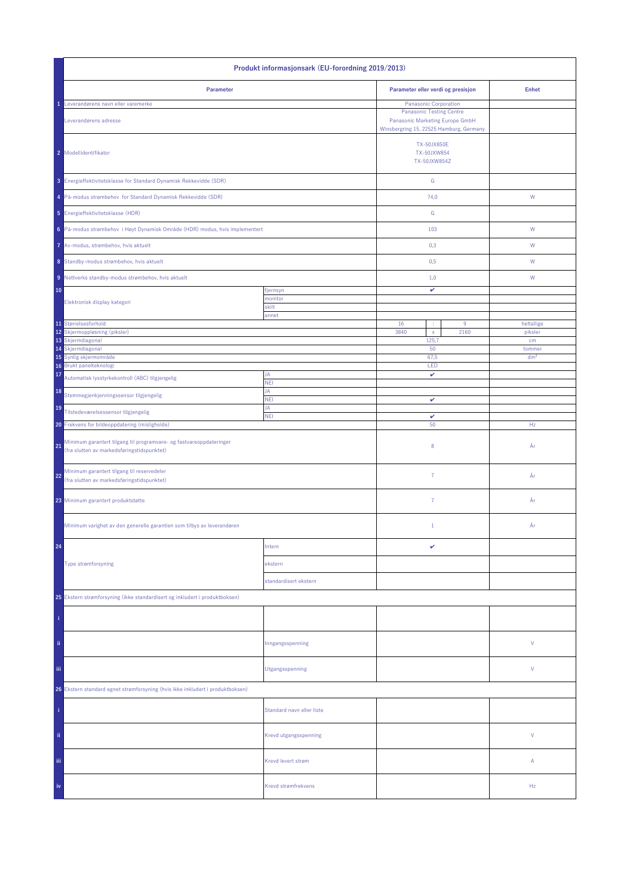| | Produkt informasjonsark (EU-forordning 2019/2013) | | | | | |
|---|---|---|---|---|---|---|
| | **Parameter** | | **Parameter eller verdi og presisjon** | | | **Enhet** |
| 1 | Leverandørens navn eller varemerke | | Panasonic Corporation | | | |
| | Leverandørens adresse | | Panasonic Testing Centre<br>Panasonic Marketing Europe GmbH<br>Winsbergring 15, 22525 Hamburg, Germany | | | |
| 2 | Modellidentifikator | | TX-50JX850E<br>TX-50JXW854<br>TX-50JXW854Z | | | |
| 3 | Energieffektivitetsklasse for Standard Dynamisk Rekkevidde (SDR) | | G | | | |
| 4 | På-modus strømbehov for Standard Dynamisk Rekkevidde (SDR) | | 74,0 | | | W |
| 5 | Energieffektivitetsklasse (HDR) | | G | | | |
| 6 | På-modus strømbehov i Høyt Dynamisk Område (HDR) modus, hvis implementert | | 103 | | | W |
| 7 | Av-modus, strømbehov, hvis aktuelt | | 0,3 | | | W |
| 8 | Standby-modus strømbehov, hvis aktuelt | | 0,5 | | | W |
| 9 | Nettverks standby-modus strømbehov, hvis aktuelt | | 1,0 | | | W |
| 10 | Elektronisk display kategori | fjernsyn | ✔ | | | |
| | | monitor | | | | |
| | | skilt | | | | |
| | | annet | | | | |
| 11 | Størrelsesforhold | | 16 | : | 9 | heltallige |
| 12 | Skjermoppløsning (piksler) | | 3840 | x | 2160 | piksler |
| 13 | Skjermdiagonal | | 125,7 | | | cm |
| 14 | Skjermdiagonal | | 50 | | | tommer |
| 15 | Synlig skjermområde | | 67,5 | | | dm² |
| 16 | Brukt panelteknologi | | LED | | | |
| 17 | Automatisk lysstyrkekontroll (ABC) tilgjengelig | JA | ✔ | | | |
| | | NEI | | | | |
| 18 | Stemmegjenkjenningssensor tilgjengelig | JA | | | | |
| | | NEI | ✔ | | | |
| 19 | Tilstedeværelsessensor tilgjengelig | JA | | | | |
| | | NEI | ✔ | | | |
| 20 | Frekvens for bildeoppdatering (misligholde) | | 50 | | | Hz |
| 21 | Minimum garantert tilgang til programvare- og fastvareoppdateringer (fra slutten av markedsføringstidspunktet) | | 8 | | | År |
| 22 | Minimum garantert tilgang til reservedeler (fra slutten av markedsføringstidspunktet) | | 7 | | | År |
| 23 | Minimum garantert produktstøtte | | 7 | | | År |
| | Minimum varighet av den generelle garantien som tilbys av leverandøren | | 1 | | | År |
| 24 | Type strømforsyning | Intern | ✔ | | | |
| | | ekstern | | | | |
| | | standardisert ekstern | | | | |
| 25 | Ekstern strømforsyning (ikke standardisert og inkludert i produktboksen) | | | | | |
| i | | | | | | |
| ii | | Inngangsspenning | | | | V |
| iii | | Utgangsspenning | | | | V |
| 26 | Ekstern standard egnet strømforsyning (hvis ikke inkludert i produktboksen) | | | | | |
| i | | Standard navn eller liste | | | | |
| ii | | Krevd utgangsspenning | | | | V |
| iii | | Krevd levert strøm | | | | A |
| iv | | Krevd strømfrekvens | | | | Hz |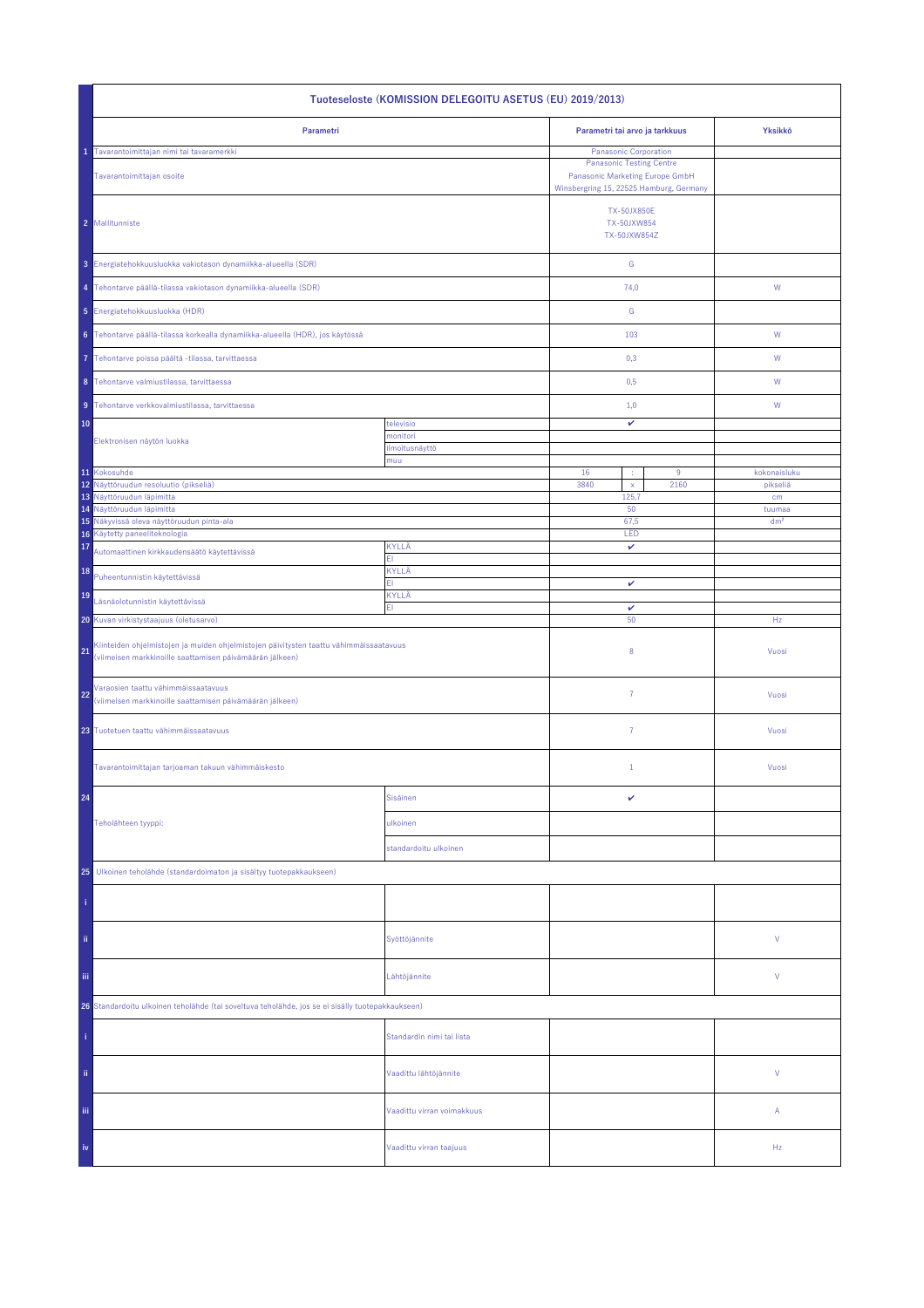| | Tuoteseloste (KOMISSION DELEGOITU ASETUS (EU) 2019/2013) | | | | | |
|---|---|---|---|---|---|---|
| | **Parametri** | | **Parametri tai arvo ja tarkkuus** | | | **Yksikkö** |
| 1 | Tavarantoimittajan nimi tai tavaramerkki | | Panasonic Corporation | | | |
| | Tavarantoimittajan osoite | | Panasonic Testing Centre<br>Panasonic Marketing Europe GmbH<br>Winsbergring 15, 22525 Hamburg, Germany | | | |
| 2 | Mallitunniste | | TX-50JX850E<br>TX-50JXW854<br>TX-50JXW854Z | | | |
| 3 | Energiatehokkuusluokka vakiotason dynamiikka-alueella (SDR) | | G | | | |
| 4 | Tehontarve päällä-tilassa vakiotason dynamiikka-alueella (SDR) | | 74,0 | | | W |
| 5 | Energiatehokkuusluokka (HDR) | | G | | | |
| 6 | Tehontarve päällä-tilassa korkealla dynamiikka-alueella (HDR), jos käytössä | | 103 | | | W |
| 7 | Tehontarve poissa päältä -tilassa, tarvittaessa | | 0,3 | | | W |
| 8 | Tehontarve valmiustilassa, tarvittaessa | | 0,5 | | | W |
| 9 | Tehontarve verkkovalmiustilassa, tarvittaessa | | 1,0 | | | W |
| 10 | Elektronisen näytön luokka | televisio | ✔ | | | |
| | | monitori | | | | |
| | | ilmoitusnäyttö | | | | |
| | | muu | | | | |
| 11 | Kokosuhde | | 16 | : | 9 | kokonaisluku |
| 12 | Näyttöruudun resoluutio (pikseliä) | | 3840 | x | 2160 | pikseliä |
| 13 | Näyttöruudun läpimitta | | 125,7 | | | cm |
| 14 | Näyttöruudun läpimitta | | 50 | | | tuumaa |
| 15 | Näkyvissä oleva näyttöruudun pinta-ala | | 67,5 | | | dm² |
| 16 | Käytetty paneeliteknologia | | LED | | | |
| 17 | Automaattinen kirkkaudensäätö käytettävissä | KYLLÄ | ✔ | | | |
| | | EI | | | | |
| 18 | Puheentunnistin käytettävissä | KYLLÄ | | | | |
| | | EI | ✔ | | | |
| 19 | Läsnäolotunnistin käytettävissä | KYLLÄ | | | | |
| | | EI | ✔ | | | |
| 20 | Kuvan virkistystaajuus (oletusarvo) | | 50 | | | Hz |
| 21 | Kiinteiden ohjelmistojen ja muiden ohjelmistojen päivitysten taattu vähimmäissaatavuus (viimeisen markkinoille saattamisen päivämäärän jälkeen) | | 8 | | | Vuosi |
| 22 | Varaosien taattu vähimmäissaatavuus (viimeisen markkinoille saattamisen päivämäärän jälkeen) | | 7 | | | Vuosi |
| 23 | Tuotetuen taattu vähimmäissaatavuus | | 7 | | | Vuosi |
| | Tavarantoimittajan tarjoaman takuun vähimmäiskesto | | 1 | | | Vuosi |
| 24 | Teholähteen tyyppi: | Sisäinen | ✔ | | | |
| | | ulkoinen | | | | |
| | | standardoitu ulkoinen | | | | |
| 25 | Ulkoinen teholähde (standardoimaton ja sisältyy tuotepakkaukseen) | | | | | |
| i | | | | | | |
| ii | | Syöttöjännite | | | | V |
| iii | | Lähtöjännite | | | | V |
| 26 | Standardoitu ulkoinen teholähde (tai soveltuva teholähde, jos se ei sisälly tuotepakkaukseen) | | | | | |
| i | | Standardin nimi tai lista | | | | |
| ii | | Vaadittu lähtöjännite | | | | V |
| iii | | Vaadittu virran voimakkuus | | | | A |
| iv | | Vaadittu virran taajuus | | | | Hz |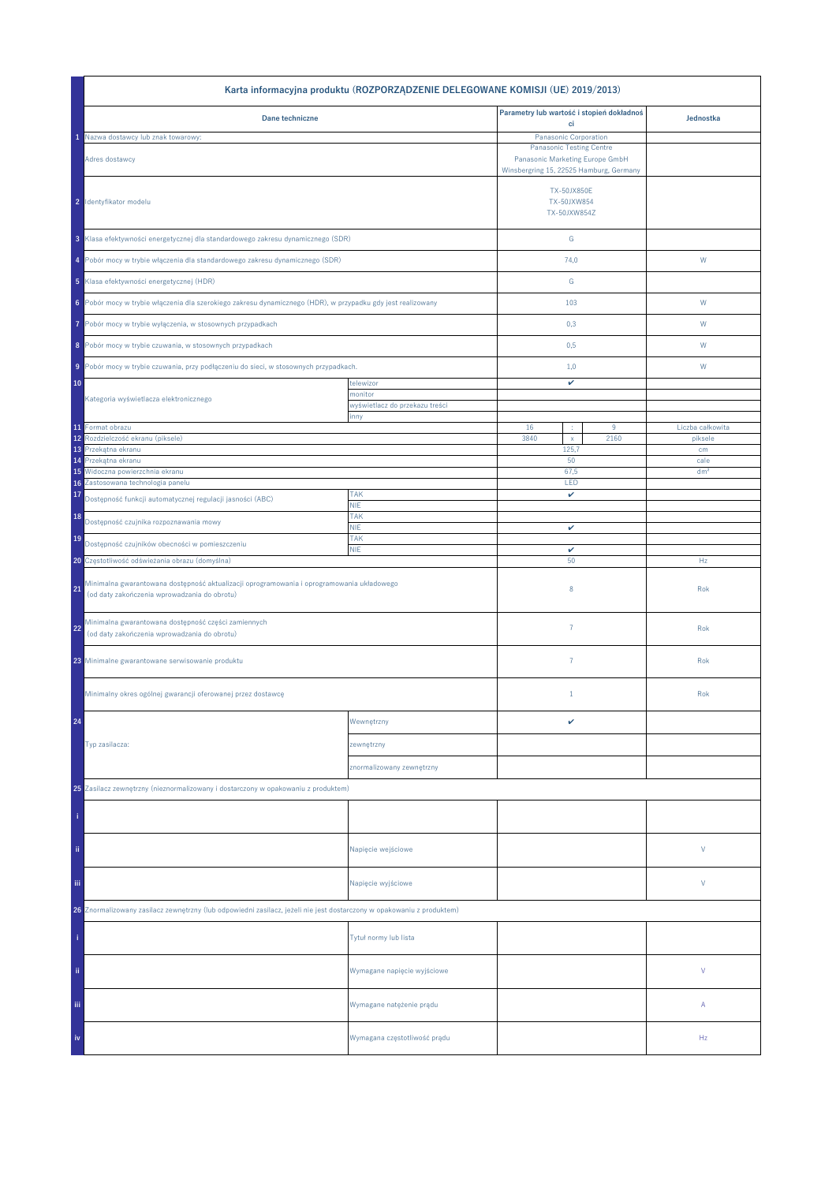| | Karta informacyjna produktu (ROZPORZĄDZENIE DELEGOWANE KOMISJI (UE) 2019/2013) | | | | | |
|---|---|---|---|---|---|---|
| | **Dane techniczne** | | **Parametry lub wartość i stopień dokładności** | | | **Jednostka** |
| 1 | Nazwa dostawcy lub znak towarowy: | | Panasonic Corporation | | | |
| | Adres dostawcy | | Panasonic Testing Centre Panasonic Marketing Europe GmbH Winsbergring 15, 22525 Hamburg, Germany | | | |
| 2 | Identyfikator modelu | | TX-50JX850E TX-50JXW854 TX-50JXW854Z | | | |
| 3 | Klasa efektywności energetycznej dla standardowego zakresu dynamicznego (SDR) | | G | | | |
| 4 | Pobór mocy w trybie włączenia dla standardowego zakresu dynamicznego (SDR) | | 74,0 | | | W |
| 5 | Klasa efektywności energetycznej (HDR) | | G | | | |
| 6 | Pobór mocy w trybie włączenia dla szerokiego zakresu dynamicznego (HDR), w przypadku gdy jest realizowany | | 103 | | | W |
| 7 | Pobór mocy w trybie wyłączenia, w stosownych przypadkach | | 0,3 | | | W |
| 8 | Pobór mocy w trybie czuwania, w stosownych przypadkach | | 0,5 | | | W |
| 9 | Pobór mocy w trybie czuwania, przy podłączeniu do sieci, w stosownych przypadkach. | | 1,0 | | | W |
| 10 | Kategoria wyświetlacza elektronicznego | telewizor | ✔ | | | |
| | | monitor | | | | |
| | | wyświetlacz do przekazu treści | | | | |
| | | inny | | | | |
| 11 | Format obrazu | | 16 | : | 9 | Liczba całkowita |
| 12 | Rozdzielczość ekranu (piksele) | | 3840 | x | 2160 | piksele |
| 13 | Przekątna ekranu | | 125,7 | | | cm |
| 14 | Przekątna ekranu | | 50 | | | cale |
| 15 | Widoczna powierzchnia ekranu | | 67,5 | | | dm² |
| 16 | Zastosowana technologia panelu | | LED | | | |
| 17 | Dostępność funkcji automatycznej regulacji jasności (ABC) | TAK | ✔ | | | |
| | | NIE | | | | |
| 18 | Dostępność czujnika rozpoznawania mowy | TAK | | | | |
| | | NIE | ✔ | | | |
| 19 | Dostępność czujników obecności w pomieszczeniu | TAK | | | | |
| | | NIE | ✔ | | | |
| 20 | Częstotliwość odświeżania obrazu (domyślna) | | 50 | | | Hz |
| 21 | Minimalna gwarantowana dostępność aktualizacji oprogramowania i oprogramowania układowego (od daty zakończenia wprowadzania do obrotu) | | 8 | | | Rok |
| 22 | Minimalna gwarantowana dostępność części zamiennych (od daty zakończenia wprowadzania do obrotu) | | 7 | | | Rok |
| 23 | Minimalne gwarantowane serwisowanie produktu | | 7 | | | Rok |
| | Minimalny okres ogólnej gwarancji oferowanej przez dostawcę | | 1 | | | Rok |
| 24 | Typ zasilacza: | Wewnętrzny | ✔ | | | |
| | | zewnętrzny | | | | |
| | | znormalizowany zewnętrzny | | | | |
| 25 | Zasilacz zewnętrzny (nieznormalizowany i dostarczony w opakowaniu z produktem) | | | | | |
| i | | | | | | |
| ii | | Napięcie wejściowe | | | | V |
| iii | | Napięcie wyjściowe | | | | V |
| 26 | Znormalizowany zasilacz zewnętrzny (lub odpowiedni zasilacz, jeżeli nie jest dostarczony w opakowaniu z produktem) | | | | | |
| i | | Tytuł normy lub lista | | | | |
| ii | | Wymagane napięcie wyjściowe | | | | V |
| iii | | Wymagane natężenie prądu | | | | A |
| iv | | Wymagana częstotliwość prądu | | | | Hz |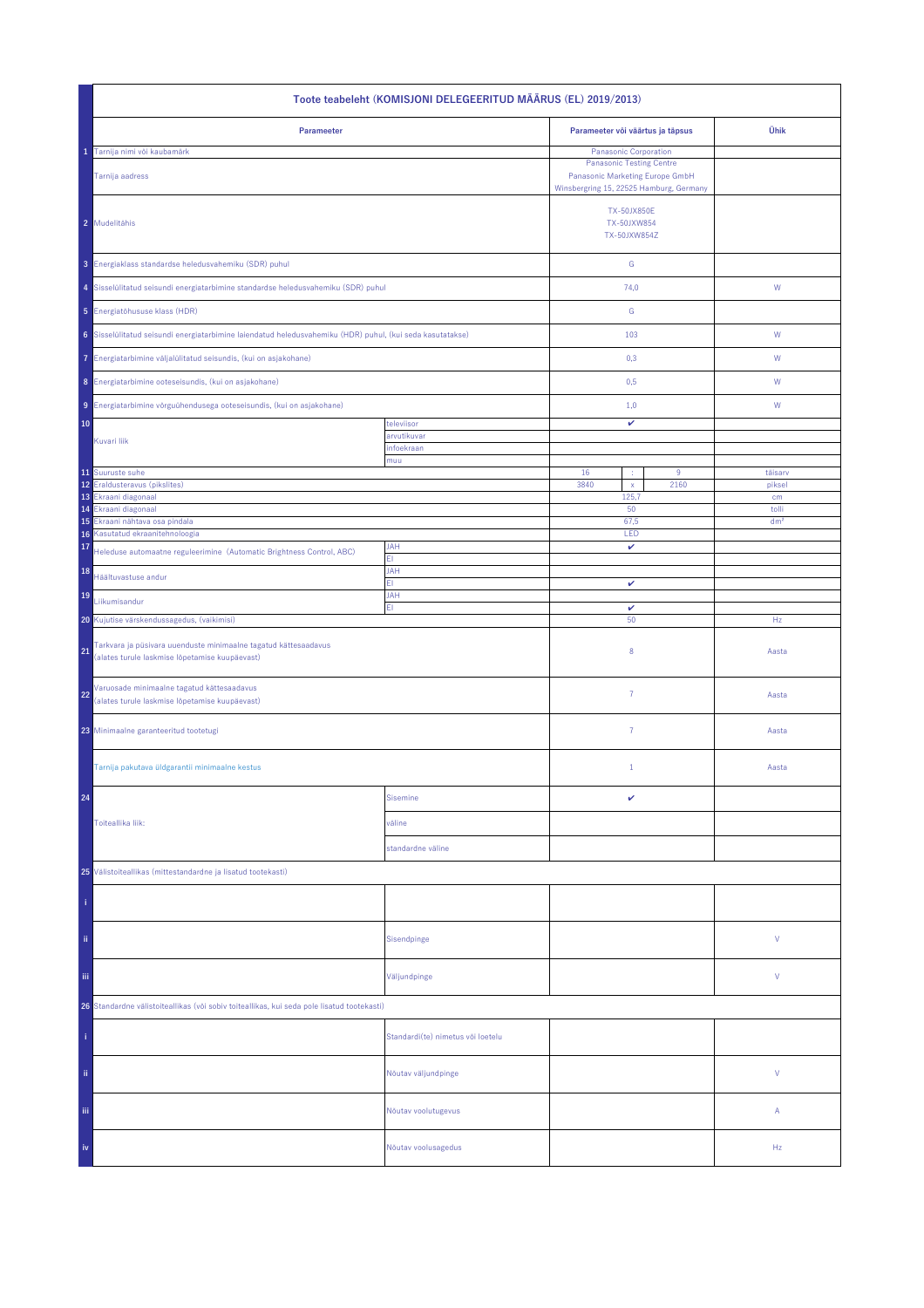| | Toote teabeleht (KOMISJONI DELEGEERITUD MÄÄRUS (EL) 2019/2013) | | | | | |
|---|---|---|---|---|---|---|
| | **Parameeter** | | **Parameeter või väärtus ja täpsus** | | | **Ühik** |
| 1 | Tarnija nimi või kaubamärk | | Panasonic Corporation | | | |
| | Tarnija aadress | | Panasonic Testing Centre<br>Panasonic Marketing Europe GmbH<br>Winsbergring 15, 22525 Hamburg, Germany | | | |
| 2 | Mudelitähis | | TX-50JX850E<br>TX-50JXW854<br>TX-50JXW854Z | | | |
| 3 | Energiaklass standardse heledusvahemiku (SDR) puhul | | G | | | |
| 4 | Sisselülitatud seisundi energiatarbimine standardse heledusvahemiku (SDR) puhul | | 74,0 | | | W |
| 5 | Energiatõhususe klass (HDR) | | G | | | |
| 6 | Sisselülitatud seisundi energiatarbimine laiendatud heledusvahemiku (HDR) puhul, (kui seda kasutatakse) | | 103 | | | W |
| 7 | Energiatarbimine väljalülitatud seisundis, (kui on asjakohane) | | 0,3 | | | W |
| 8 | Energiatarbimine ooteseisundis, (kui on asjakohane) | | 0,5 | | | W |
| 9 | Energiatarbimine võrguühendusega ooteseisundis, (kui on asjakohane) | | 1,0 | | | W |
| 10 | Kuvari liik | televiisor | ✔ | | | |
| | | arvutikuvar | | | | |
| | | infoekraan | | | | |
| | | muu | | | | |
| 11 | Suuruste suhe | | 16 | : | 9 | täisarv |
| 12 | Eraldusteravus (pikslites) | | 3840 | x | 2160 | piksel |
| 13 | Ekraani diagonaal | | 125,7 | | | cm |
| 14 | Ekraani diagonaal | | 50 | | | tolli |
| 15 | Ekraani nähtava osa pindala | | 67,5 | | | dm² |
| 16 | Kasutatud ekraanitehnoloogia | | LED | | | |
| 17 | Heleduse automaatne reguleerimine (Automatic Brightness Control, ABC) | JAH | ✔ | | | |
| | | EI | | | | |
| 18 | Häältuvastuse andur | JAH | | | | |
| | | EI | ✔ | | | |
| 19 | Liikumisandur | JAH | | | | |
| | | EI | ✔ | | | |
| 20 | Kujutise värskendussagedus, (vaikimisi) | | 50 | | | Hz |
| 21 | Tarkvara ja püsivara uuenduste minimaalne tagatud kättesaadavus (alates turule laskmise lõpetamise kuupäevast) | | 8 | | | Aasta |
| 22 | Varuosade minimaalne tagatud kättesaadavus (alates turule laskmise lõpetamise kuupäevast) | | 7 | | | Aasta |
| 23 | Minimaalne garanteeritud tootetugi | | 7 | | | Aasta |
| | Tarnija pakutava üldgarantii minimaalne kestus | | 1 | | | Aasta |
| 24 | Toiteallika liik: | Sisemine | ✔ | | | |
| | | väline | | | | |
| | | standardne väline | | | | |
| 25 | Välistoiteallikas (mittestandardne ja lisatud tootekasti) | | | | | |
| i | | | | | | |
| ii | | Sisendpinge | | | | V |
| iii | | Väljundpinge | | | | V |
| 26 | Standardne välistoiteallikas (või sobiv toiteallikas, kui seda pole lisatud tootekasti) | | | | | |
| i | | Standardi(te) nimetus või loetelu | | | | |
| ii | | Nõutav väljundpinge | | | | V |
| iii | | Nõutav voolutugevus | | | | A |
| iv | | Nõutav voolusagedus | | | | Hz |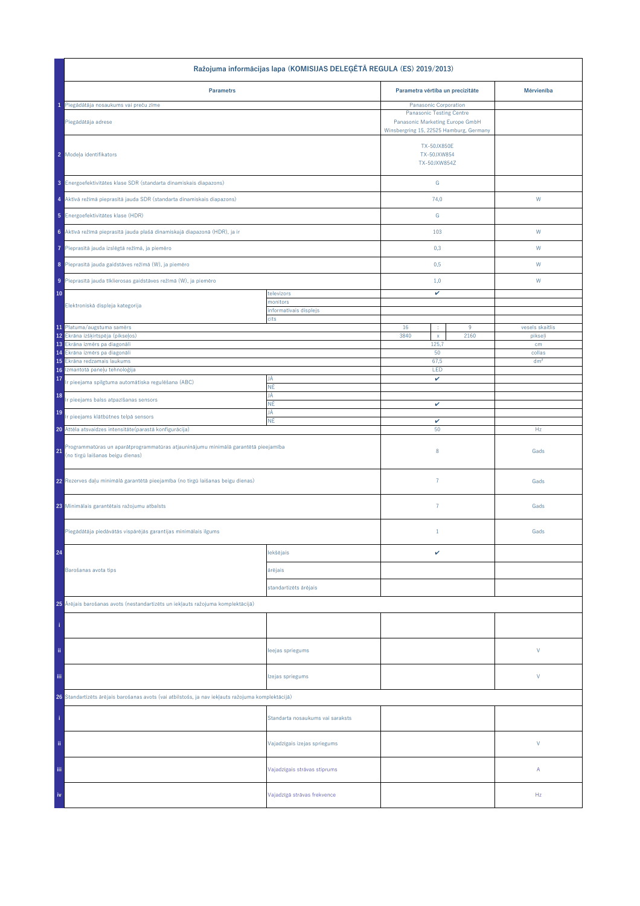| | Ražojuma informācijas lapa (KOMISIJAS DELEĢĒTĀ REGULA (ES) 2019/2013) | | | | | |
|---|---|---|---|---|---|---|
| | **Parametrs** | | **Parametra vērtība un precizitāte** | | | **Mērvienība** |
| 1 | Piegādātāja nosaukums vai preču zīme | | Panasonic Corporation | | | |
| | Piegādātāja adrese | | Panasonic Testing Centre<br>Panasonic Marketing Europe GmbH<br>Winsbergring 15, 22525 Hamburg, Germany | | | |
| 2 | Modeļa identifikators | | TX-50JX850E<br>TX-50JXW854<br>TX-50JXW854Z | | | |
| 3 | Energoefektivitātes klase SDR (standarta dinamiskais diapazons) | | G | | | |
| 4 | Aktīvā režīmā pieprasītā jauda SDR (standarta dinamiskais diapazons) | | 74,0 | | | W |
| 5 | Energoefektivitātes klase (HDR) | | G | | | |
| 6 | Aktīvā režīmā pieprasītā jauda plašā dinamiskajā diapazonā (HDR), ja ir | | 103 | | | W |
| 7 | Pieprasītā jauda izslēgtā režīmā, ja piemēro | | 0,3 | | | W |
| 8 | Pieprasītā jauda gaidstāves režīmā (W), ja piemēro | | 0,5 | | | W |
| 9 | Pieprasītā jauda tīklierosas gaidstāves režīmā (W), ja piemēro | | 1,0 | | | W |
| 10 | Elektroniskā displeja kategorija | televizors | ✔ | | | |
| | | monitors | | | | |
| | | informatīvais displejs | | | | |
| | | cits | | | | |
| 11 | Platuma/augstuma samērs | | 16 | : | 9 | vesels skaitlis |
| 12 | Ekrāna izšķirtspēja (pikseļos) | | 3840 | x | 2160 | pikseļi |
| 13 | Ekrāna izmērs pa diagonāli | | 125,7 | | | cm |
| 14 | Ekrāna izmērs pa diagonāli | | 50 | | | collas |
| 15 | Ekrāna redzamais laukums | | 67,5 | | | dm² |
| 16 | Izmantotā paneļu tehnoloģija | | LED | | | |
| 17 | Ir pieejama spilgtuma automātiska regulēšana (ABC) | JĀ | ✔ | | | |
| | | NĒ | | | | |
| 18 | Ir pieejams balss atpazīšanas sensors | JĀ | | | | |
| | | NĒ | ✔ | | | |
| 19 | Ir pieejams klātbūtnes telpā sensors | JĀ | | | | |
| | | NĒ | ✔ | | | |
| 20 | Attēla atsvaidzes intensitāte(parastā konfigurācija) | | 50 | | | Hz |
| 21 | Programmatūras un aparātprogrammatūras atjauninājumu minimālā garantētā pieejamība (no tirgū laišanas beigu dienas) | | 8 | | | Gads |
| 22 | Rezerves daļu minimālā garantētā pieejamība (no tirgū laišanas beigu dienas) | | 7 | | | Gads |
| 23 | Minimālais garantētais ražojumu atbalsts | | 7 | | | Gads |
| | Piegādātāja piedāvātās vispārējās garantijas minimālais ilgums | | 1 | | | Gads |
| 24 | Barošanas avota tips | Iekšējais | ✔ | | | |
| | | ārējais | | | | |
| | | standartizēts ārējais | | | | |
| 25 | Ārējais barošanas avots (nestandartizēts un iekļauts ražojuma komplektācijā) | | | | | |
| i | | | | | | |
| ii | | Ieejas spriegums | | | | V |
| iii | | Izejas spriegums | | | | V |
| 26 | Standartizēts ārējais barošanas avots (vai atbilstošs, ja nav iekļauts ražojuma komplektācijā) | | | | | |
| i | | Standarta nosaukums vai saraksts | | | | |
| ii | | Vajadzīgais izejas spriegums | | | | V |
| iii | | Vajadzīgais strāvas stiprums | | | | A |
| iv | | Vajadzīgā strāvas frekvence | | | | Hz |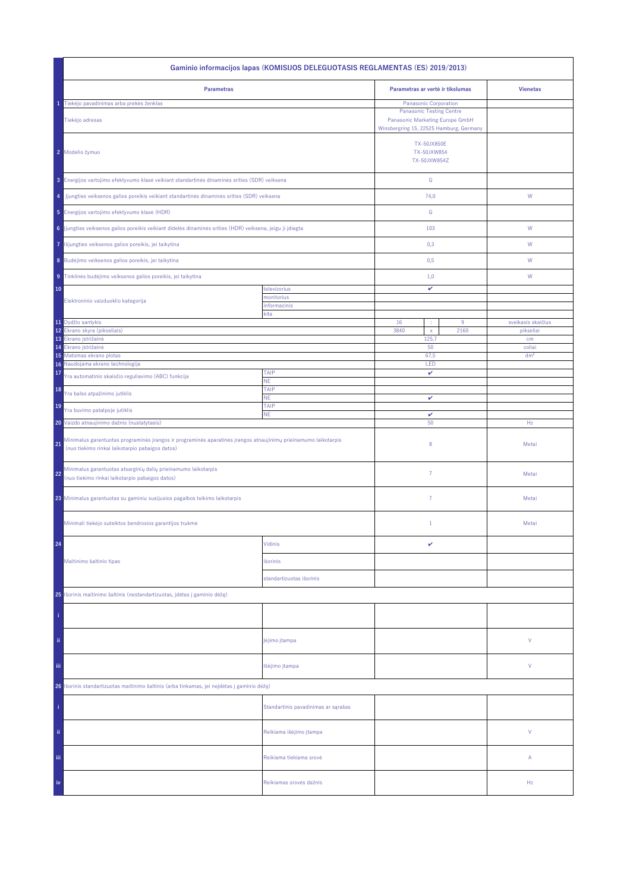| | Gaminio informacijos lapas (KOMISIJOS DELEGUOTASIS REGLAMENTAS (ES) 2019/2013) | | | | | |
|---|---|---|---|---|---|---|
| | **Parametras** | | **Parametras ar vertė ir tikslumas** | | | **Vienetas** |
| 1 | Tiekėjo pavadinimas arba prekės ženklas | | Panasonic Corporation | | | |
| | Tiekėjo adresas | | Panasonic Testing Centre<br>Panasonic Marketing Europe GmbH<br>Winsbergring 15, 22525 Hamburg, Germany | | | |
| 2 | Modelio žymuo | | TX-50JX850E<br>TX-50JXW854<br>TX-50JXW854Z | | | |
| 3 | Energijos vartojimo efektyvumo klasė veikiant standartinės dinaminės srities (SDR) veiksena | | G | | | |
| 4 | Įjungties veiksenos galios poreikis veikiant standartinės dinaminės srities (SDR) veiksena | | 74,0 | | | W |
| 5 | Energijos vartojimo efektyvumo klasė (HDR) | | G | | | |
| 6 | Įjungties veiksenos galios poreikis veikiant didelės dinaminės srities (HDR) veiksena, jeigu ji įdiegta | | 103 | | | W |
| 7 | Išjungties veiksenos galios poreikis, jei taikytina | | 0,3 | | | W |
| 8 | Budėjimo veiksenos galios poreikis, jei taikytina | | 0,5 | | | W |
| 9 | Tinklinės budėjimo veiksenos galios poreikis, jei taikytina | | 1,0 | | | W |
| 10 | Elektroninio vaizduoklio kategorija | televizorius | ✔ | | | |
| | | monitorius | | | | |
| | | informacinis | | | | |
| | | kita | | | | |
| 11 | Dydžio santykis | | 16 | : | 9 | sveikasis skaičius |
| 12 | Ekrano skyra (pikseliais) | | 3840 | x | 2160 | pikseliai |
| 13 | Ekrano įstrižainė | | 125,7 | | | cm |
| 14 | Ekrano įstrižainė | | 50 | | | coliai |
| 15 | Matomas ekrano plotas | | 67,5 | | | dm² |
| 16 | Naudojama ekrano technologija | | LED | | | |
| 17 | Yra automatinio skaisčio reguliavimo (ABC) funkcija | TAIP | ✔ | | | |
| | | NE | | | | |
| 18 | Yra balso atpažinimo jutiklis | TAIP | | | | |
| | | NE | ✔ | | | |
| 19 | Yra buvimo patalpoje jutiklis | TAIP | | | | |
| | | NE | ✔ | | | |
| 20 | Vaizdo atnaujinimo dažnis (nustatytasis) | | 50 | | | Hz |
| 21 | Minimalus garantuotas programinės įrangos ir programinės aparatinės įrangos atnaujinimų prieinamumo laikotarpis (nuo tiekimo rinkai laikotarpio pabaigos datos) | | 8 | | | Metai |
| 22 | Minimalus garantuotas atsarginių dalių prieinamumo laikotarpis (nuo tiekimo rinkai laikotarpio pabaigos datos) | | 7 | | | Metai |
| 23 | Minimalus garantuotas su gaminiu susijusios pagalbos teikimo laikotarpis | | 7 | | | Metai |
| | Minimali tiekėjo suteiktos bendrosios garantijos trukmė | | 1 | | | Metai |
| 24 | Maitinimo šaltinio tipas | Vidinis | ✔ | | | |
| | | išorinis | | | | |
| | | standartizuotas išorinis | | | | |
| 25 | Išorinis maitinimo šaltinis (nestandartizuotas, įdėtas į gaminio dėžę) | | | | | |
| i | | | | | | |
| ii | | Įėjimo įtampa | | | | V |
| iii | | Išėjimo įtampa | | | | V |
| 26 | Išorinis standartizuotas maitinimo šaltinis (arba tinkamas, jei neįdėtas į gaminio dėžę) | | | | | |
| i | | Standartinis pavadinimas ar sąrašas | | | | |
| ii | | Reikiama išėjimo įtampa | | | | V |
| iii | | Reikiama tiekiama srovė | | | | A |
| iv | | Reikiamas srovės dažnis | | | | Hz |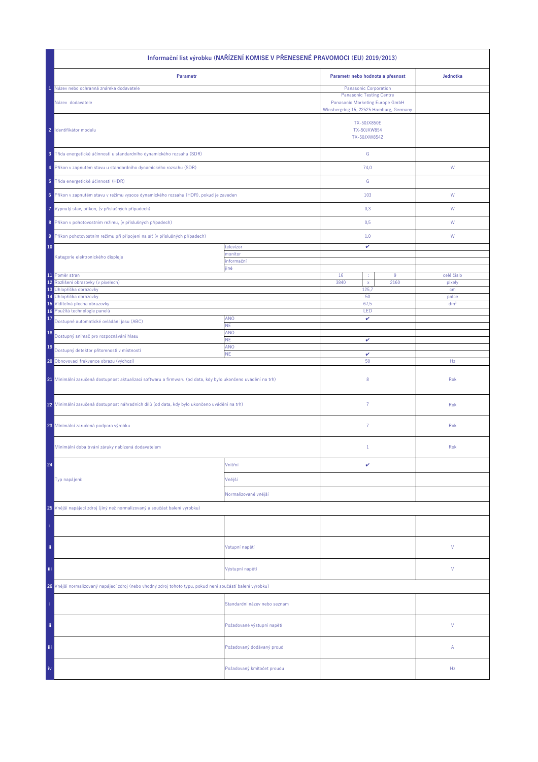| | Informační list výrobku (NAŘÍZENÍ KOMISE V PŘENESENÉ PRAVOMOCI (EU) 2019/2013) | | | | | |
|---|---|---|---|---|---|---|
| | **Parametr** | | **Parametr nebo hodnota a přesnost** | | | **Jednotka** |
| 1 | Název nebo ochranná známka dodavatele | | Panasonic Corporation | | | |
| | Název dodavatele | | Panasonic Testing Centre<br>Panasonic Marketing Europe GmbH<br>Winsbergring 15, 22525 Hamburg, Germany | | | |
| 2 | Identifikátor modelu | | TX-50JX850E<br>TX-50JXW854<br>TX-50JXW854Z | | | |
| 3 | Třída energetické účinnosti u standardního dynamického rozsahu (SDR) | | G | | | |
| 4 | Příkon v zapnutém stavu u standardního dynamického rozsahu (SDR) | | 74,0 | | | W |
| 5 | Třída energetické účinnosti (HDR) | | G | | | |
| 6 | Příkon v zapnutém stavu v režimu vysoce dynamického rozsahu (HDR), pokud je zaveden | | 103 | | | W |
| 7 | Vypnutý stav, příkon, (v příslušných případech) | | 0,3 | | | W |
| 8 | Příkon v pohotovostním režimu, (v příslušných případech) | | 0,5 | | | W |
| 9 | Příkon pohotovostním režimu při připojení na síť (v příslušných případech) | | 1,0 | | | W |
| 10 | Kategorie elektronického displeje | televizor | ✔ | | | |
| | | monitor | | | | |
| | | informační | | | | |
| | | jiné | | | | |
| 11 | Poměr stran | | 16 | : | 9 | celé číslo |
| 12 | Rozlišení obrazovky (v pixelech) | | 3840 | x | 2160 | pixely |
| 13 | Úhlopříčka obrazovky | | 125,7 | | | cm |
| 14 | Úhlopříčka obrazovky | | 50 | | | palce |
| 15 | Viditelná plocha obrazovky | | 67,5 | | | dm² |
| 16 | Použitá technologie panelů | | LED | | | |
| 17 | Dostupné automatické ovládání jasu (ABC) | ANO | ✔ | | | |
| | | NE | | | | |
| 18 | Dostupný snímač pro rozpoznávání hlasu | ANO | | | | |
| | | NE | ✔ | | | |
| 19 | Dostupný detektor přítomnosti v místnosti | ANO | | | | |
| | | NE | ✔ | | | |
| 20 | Obnovovací frekvence obrazu (výchozí) | | 50 | | | Hz |
| 21 | Minimální zaručená dostupnost aktualizací softwaru a firmwaru (od data, kdy bylo ukončeno uvádění na trh) | | 8 | | | Rok |
| 22 | Minimální zaručená dostupnost náhradních dílů (od data, kdy bylo ukončeno uvádění na trh) | | 7 | | | Rok |
| 23 | Minimální zaručená podpora výrobku | | 7 | | | Rok |
| | Minimální doba trvání záruky nabízená dodavatelem | | 1 | | | Rok |
| 24 | Typ napájení: | Vnitřní | ✔ | | | |
| | | Vnější | | | | |
| | | Normalizované vnější | | | | |
| 25 | Vnější napájecí zdroj (jiný než normalizovaný a součást balení výrobku) | | | | | |
| i | | | | | | |
| ii | | Vstupní napětí | | | | V |
| iii | | Výstupní napětí | | | | V |
| 26 | Vnější normalizovaný napájecí zdroj (nebo vhodný zdroj tohoto typu, pokud není součástí balení výrobku) | | | | | |
| i | | Standardní název nebo seznam | | | | |
| ii | | Požadované výstupní napětí | | | | V |
| iii | | Požadovaný dodávaný proud | | | | A |
| iv | | Požadovaný kmitočet proudu | | | | Hz |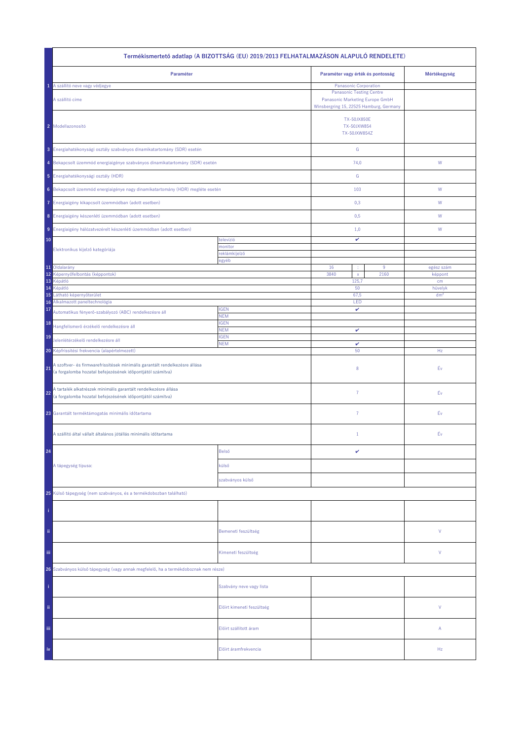| | Termékismertető adatlap (A BIZOTTSÁG (EU) 2019/2013 FELHATALMAZÁSON ALAPULÓ RENDELETE) | | | | | |
|---|---|---|---|---|---|---|
| | **Paraméter** | | **Paraméter vagy érték és pontosság** | | | **Mértékegység** |
| 1 | A szállító neve vagy védjegye | | Panasonic Corporation | | | |
| | A szállító címe | | Panasonic Testing Centre<br>Panasonic Marketing Europe GmbH<br>Winsbergring 15, 22525 Hamburg, Germany | | | |
| 2 | Modellazonosító | | TX-50JX850E<br>TX-50JXW854<br>TX-50JXW854Z | | | |
| 3 | Energiahatékonysági osztály szabványos dinamikatartomány (SDR) esetén | | G | | | |
| 4 | Bekapcsolt üzemmód energiaigénye szabványos dinamikatartomány (SDR) esetén | | 74,0 | | | W |
| 5 | Energiahatékonysági osztály (HDR) | | G | | | |
| 6 | Bekapcsolt üzemmód energiaigénye nagy dinamikatartomány (HDR) megléte esetén | | 103 | | | W |
| 7 | Energiaigény kikapcsolt üzemmódban (adott esetben) | | 0,3 | | | W |
| 8 | Energiaigény készenléti üzemmódban (adott esetben) | | 0,5 | | | W |
| 9 | Energiaigény hálózatvezérelt készenléti üzemmódban (adott esetben) | | 1,0 | | | W |
| 10 | Elektronikus kijelző kategóriája | televízió | ✔ | | | |
| | | monitor | | | | |
| | | reklámkijelző | | | | |
| | | egyéb | | | | |
| 11 | Oldalarány | | 16 | : | 9 | egész szám |
| 12 | Képernyőfelbontás (képpontok) | | 3840 | x | 2160 | képpont |
| 13 | Képátló | | 125,7 | | | cm |
| 14 | Képátló | | 50 | | | hüvelyk |
| 15 | Látható képernyőterület | | 67,5 | | | dm² |
| 16 | Alkalmazott paneltechnológia | | LED | | | |
| 17 | Automatikus fényerő-szabályozó (ABC) rendelkezésre áll | IGEN | ✔ | | | |
| | | NEM | | | | |
| 18 | Hangfelismerő érzékelő rendelkezésre áll | IGEN | | | | |
| | | NEM | ✔ | | | |
| 19 | Jelenlétérzékelő rendelkezésre áll | IGEN | | | | |
| | | NEM | ✔ | | | |
| 20 | Képfrissítési frekvencia (alapértelmezett) | | 50 | | | Hz |
| 21 | A szoftver- és firmwarefrissítések minimális garantált rendelkezésre állása (a forgalomba hozatal befejezésének időpontjától számítva) | | 8 | | | Év |
| 22 | A tartalék alkatrészek minimális garantált rendelkezésre állása (a forgalomba hozatal befejezésének időpontjától számítva) | | 7 | | | Év |
| 23 | Garantált terméktámogatás minimális időtartama | | 7 | | | Év |
| | A szállító által vállalt általános jótállás minimális időtartama | | 1 | | | Év |
| 24 | A tápegység típusa: | Belső | ✔ | | | |
| | | külső | | | | |
| | | szabványos külső | | | | |
| 25 | Külső tápegység (nem szabványos, és a termékdobozban található) | | | | | |
| i | | | | | | |
| ii | | Bemeneti feszültség | | | | V |
| iii | | Kimeneti feszültség | | | | V |
| 26 | Szabványos külső tápegység (vagy annak megfelelő, ha a termékdoboznak nem része) | | | | | |
| i | | Szabvány neve vagy lista | | | | |
| ii | | Előírt kimeneti feszültség | | | | V |
| iii | | Előírt szállított áram | | | | A |
| iv | | Előírt áramfrekvencia | | | | Hz |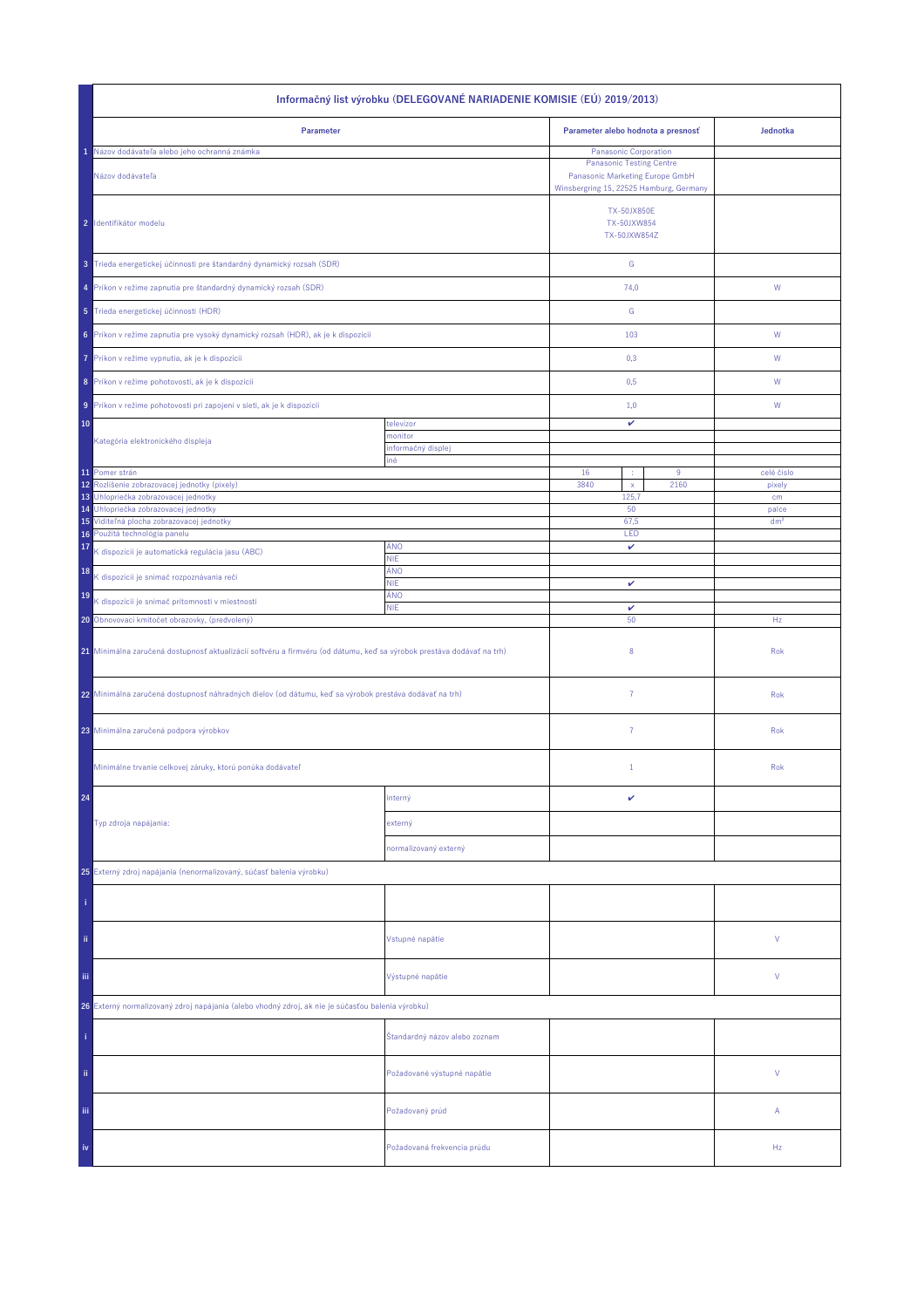| | Informačný list výrobku (DELEGOVANÉ NARIADENIE KOMISIE (EÚ) 2019/2013) | | | | | |
|---|---|---|---|---|---|---|
| | **Parameter** | | **Parameter alebo hodnota a presnosť** | | | **Jednotka** |
| 1 | Názov dodávateľa alebo jeho ochranná známka | | Panasonic Corporation | | | |
| | Názov dodávateľa | | Panasonic Testing Centre<br>Panasonic Marketing Europe GmbH<br>Winsbergring 15, 22525 Hamburg, Germany | | | |
| 2 | Identifikátor modelu | | TX-50JX850E<br>TX-50JXW854<br>TX-50JXW854Z | | | |
| 3 | Trieda energetickej účinnosti pre štandardný dynamický rozsah (SDR) | | G | | | |
| 4 | Príkon v režime zapnutia pre štandardný dynamický rozsah (SDR) | | 74,0 | | | W |
| 5 | Trieda energetickej účinnosti (HDR) | | G | | | |
| 6 | Príkon v režime zapnutia pre vysoký dynamický rozsah (HDR), ak je k dispozícii | | 103 | | | W |
| 7 | Príkon v režime vypnutia, ak je k dispozícii | | 0,3 | | | W |
| 8 | Príkon v režime pohotovosti, ak je k dispozícii | | 0,5 | | | W |
| 9 | Príkon v režime pohotovosti pri zapojení v sieti, ak je k dispozícii | | 1,0 | | | W |
| 10 | Kategória elektronického displeja | televízor | ✔ | | | |
| | | monitor | | | | |
| | | informačný displej | | | | |
| | | iné | | | | |
| 11 | Pomer strán | | 16 | : | 9 | celé číslo |
| 12 | Rozlíšenie zobrazovacej jednotky (pixely) | | 3840 | x | 2160 | pixely |
| 13 | Uhlopriečka zobrazovacej jednotky | | 125,7 | | | cm |
| 14 | Uhlopriečka zobrazovacej jednotky | | 50 | | | palce |
| 15 | Viditeľná plocha zobrazovacej jednotky | | 67,5 | | | dm² |
| 16 | Použitá technológia panelu | | LED | | | |
| 17 | K dispozícii je automatická regulácia jasu (ABC) | ÁNO | ✔ | | | |
| | | NIE | | | | |
| 18 | K dispozícii je snímač rozpoznávania reči | ÁNO | | | | |
| | | NIE | ✔ | | | |
| 19 | K dispozícii je snímač prítomnosti v miestnosti | ÁNO | | | | |
| | | NIE | ✔ | | | |
| 20 | Obnovovací kmitočet obrazovky, (predvolený) | | 50 | | | Hz |
| 21 | Minimálna zaručená dostupnosť aktualizácií softvéru a firmvéru (od dátumu, keď sa výrobok prestáva dodávať na trh) | | 8 | | | Rok |
| 22 | Minimálna zaručená dostupnosť náhradných dielov (od dátumu, keď sa výrobok prestáva dodávať na trh) | | 7 | | | Rok |
| 23 | Minimálna zaručená podpora výrobkov | | 7 | | | Rok |
| | Minimálne trvanie celkovej záruky, ktorú ponúka dodávateľ | | 1 | | | Rok |
| 24 | Typ zdroja napájania: | interný | ✔ | | | |
| | | externý | | | | |
| | | normalizovaný externý | | | | |
| 25 | Externý zdroj napájania (nenormalizovaný, súčasť balenia výrobku) | | | | | |
| i | | | | | | |
| ii | | Vstupné napätie | | | | V |
| iii | | Výstupné napätie | | | | V |
| 26 | Externý normalizovaný zdroj napájania (alebo vhodný zdroj), ak nie je súčasťou balenia výrobku) | | | | | |
| i | | Štandardný názov alebo zoznam | | | | |
| ii | | Požadované výstupné napätie | | | | V |
| iii | | Požadovaný prúd | | | | A |
| iv | | Požadovaná frekvencia prúdu | | | | Hz |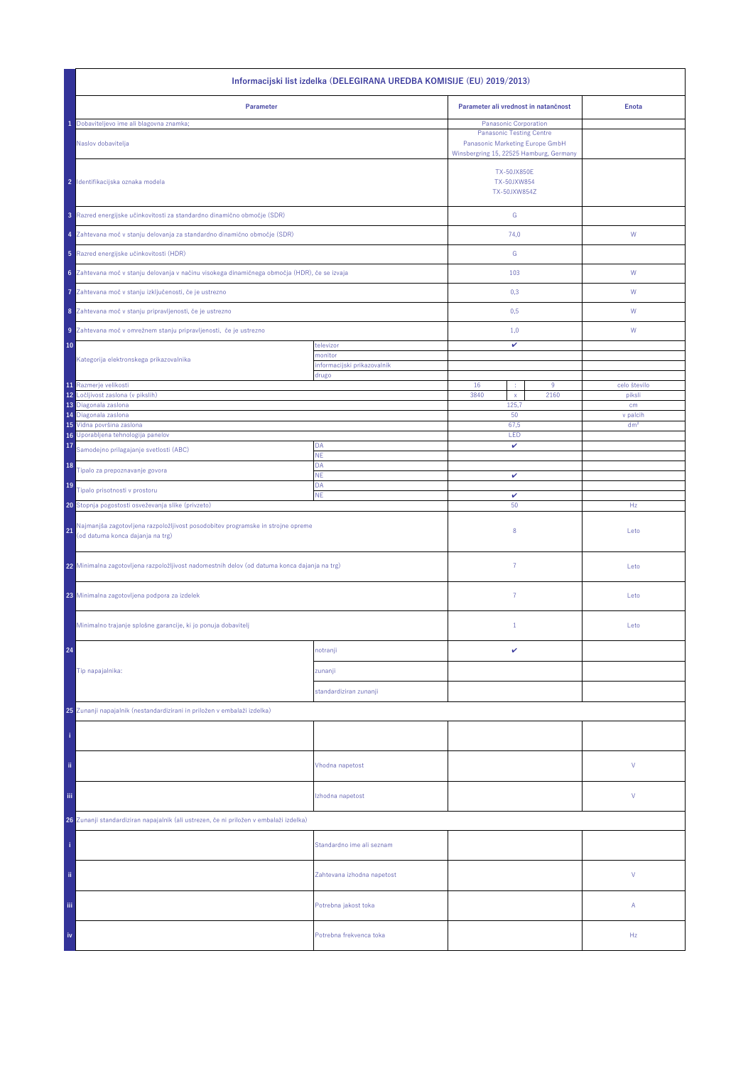| | Informacijski list izdelka (DELEGIRANA UREDBA KOMISIJE (EU) 2019/2013) | | | | | |
|---|---|---|---|---|---|---|
| | **Parameter** | | **Parameter ali vrednost in natančnost** | | | **Enota** |
| 1 | Dobaviteljevo ime ali blagovna znamka: | | Panasonic Corporation | | | |
| | Naslov dobavitelja | | Panasonic Testing Centre<br>Panasonic Marketing Europe GmbH<br>Winsbergring 15, 22525 Hamburg, Germany | | | |
| 2 | Identifikacijska oznaka modela | | TX-50JX850E<br>TX-50JXW854<br>TX-50JXW854Z | | | |
| 3 | Razred energijske učinkovitosti za standardno dinamično območje (SDR) | | G | | | |
| 4 | Zahtevana moč v stanju delovanja za standardno dinamično območje (SDR) | | 74,0 | | | W |
| 5 | Razred energijske učinkovitosti (HDR) | | G | | | |
| 6 | Zahtevana moč v stanju delovanja v načinu visokega dinamičnega območja (HDR), če se izvaja | | 103 | | | W |
| 7 | Zahtevana moč v stanju izključenosti, če je ustrezno | | 0,3 | | | W |
| 8 | Zahtevana moč v stanju pripravljenosti, če je ustrezno | | 0,5 | | | W |
| 9 | Zahtevana moč v omrežnem stanju pripravljenosti, če je ustrezno | | 1,0 | | | W |
| 10 | Kategorija elektronskega prikazovalnika | televizor | ✔ | | | |
| | | monitor | | | | |
| | | informacijski prikazovalnik | | | | |
| | | drugo | | | | |
| 11 | Razmerje velikosti | | 16 | : | 9 | celo število |
| 12 | Ločljivost zaslona (v pikslih) | | 3840 | x | 2160 | piksli |
| 13 | Diagonala zaslona | | 125,7 | | | cm |
| 14 | Diagonala zaslona | | 50 | | | v palcih |
| 15 | Vidna površina zaslona | | 67,5 | | | dm² |
| 16 | Uporabljena tehnologija panelov | | LED | | | |
| 17 | Samodejno prilagajanje svetlosti (ABC) | DA | ✔ | | | |
| | | NE | | | | |
| 18 | Tipalo za prepoznavanje govora | DA | | | | |
| | | NE | ✔ | | | |
| 19 | Tipalo prisotnosti v prostoru | DA | | | | |
| | | NE | ✔ | | | |
| 20 | Stopnja pogostosti osveževanja slike (privzeto) | | 50 | | | Hz |
| 21 | Najmanjša zagotovljena razpoložljivost posodobitev programske in strojne opreme (od datuma konca dajanja na trg) | | 8 | | | Leto |
| 22 | Minimalna zagotovljena razpoložljivost nadomestnih delov (od datuma konca dajanja na trg) | | 7 | | | Leto |
| 23 | Minimalna zagotovljena podpora za izdelek | | 7 | | | Leto |
| | Minimalno trajanje splošne garancije, ki jo ponuja dobavitelj | | 1 | | | Leto |
| 24 | Tip napajalnika: | notranji | ✔ | | | |
| | | zunanji | | | | |
| | | standardiziran zunanji | | | | |
| 25 | Zunanji napajalnik (nestandardizirani in priložen v embalaži izdelka) | | | | | |
| i | | | | | | |
| ii | | Vhodna napetost | | | | V |
| iii | | Izhodna napetost | | | | V |
| 26 | Zunanji standardiziran napajalnik (ali ustrezen, če ni priložen v embalaži izdelka) | | | | | |
| i | | Standardno ime ali seznam | | | | |
| ii | | Zahtevana izhodna napetost | | | | V |
| iii | | Potrebna jakost toka | | | | A |
| iv | | Potrebna frekvenca toka | | | | Hz |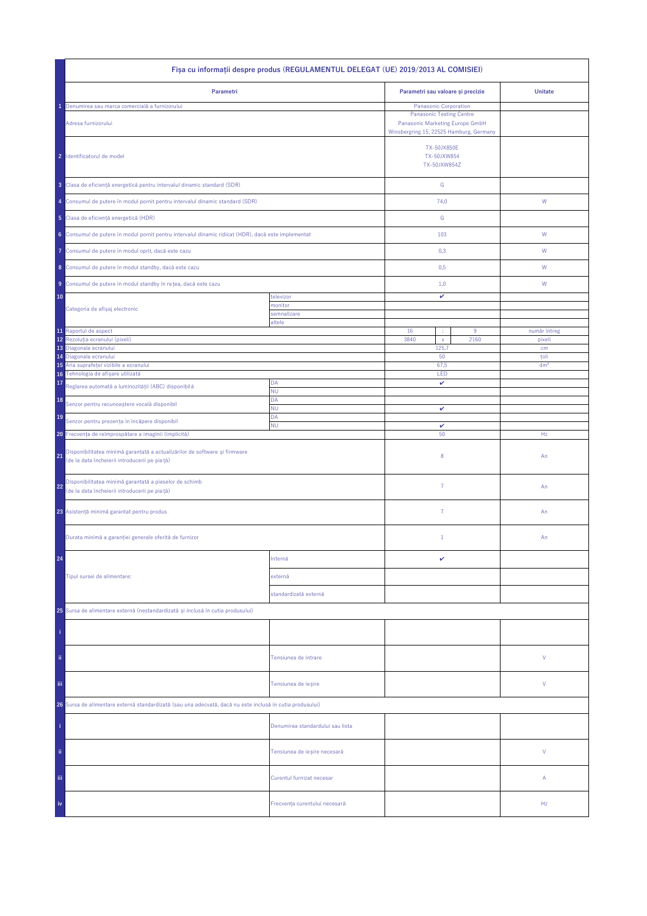| | Fișa cu informații despre produs (REGULAMENTUL DELEGAT (UE) 2019/2013 AL COMISIEI) | | | | | |
|---|---|---|---|---|---|---|
| | **Parametri** | | **Parametri sau valoare și precizie** | | | **Unitate** |
| 1 | Denumirea sau marca comercială a furnizorului | | Panasonic Corporation | | | |
| | Adresa furnizorului | | Panasonic Testing Centre<br>Panasonic Marketing Europe GmbH<br>Winsbergring 15, 22525 Hamburg, Germany | | | |
| 2 | Identificatorul de model | | TX-50JX850E<br>TX-50JXW854<br>TX-50JXW854Z | | | |
| 3 | Clasa de eficiență energetică pentru intervalul dinamic standard (SDR) | | G | | | |
| 4 | Consumul de putere în modul pornit pentru intervalul dinamic standard (SDR) | | 74,0 | | | W |
| 5 | Clasa de eficiență energetică (HDR) | | G | | | |
| 6 | Consumul de putere în modul pornit pentru intervalul dinamic ridicat (HDR), dacă este implementat | | 103 | | | W |
| 7 | Consumul de putere în modul oprit, dacă este cazu | | 0,3 | | | W |
| 8 | Consumul de putere în modul standby, dacă este cazu | | 0,5 | | | W |
| 9 | Consumul de putere în modul standby în rețea, dacă este cazu | | 1,0 | | | W |
| 10 | Categoria de afișaj electronic | televizor | ✔ | | | |
| | | monitor | | | | |
| | | semnalizare | | | | |
| | | altele | | | | |
| 11 | Raportul de aspect | | 16 | : | 9 | număr întreg |
| 12 | Rezoluția ecranului (pixeli) | | 3840 | x | 2160 | pixeli |
| 13 | Diagonala ecranului | | 125,7 | | | cm |
| 14 | Diagonala ecranului | | 50 | | | toli |
| 15 | Aria suprafeței vizibile a ecranului | | 67,5 | | | dm² |
| 16 | Tehnologia de afișare utilizată | | LED | | | |
| 17 | Reglarea automată a luminozității (ABC) disponibilă | DA | ✔ | | | |
| | | NU | | | | |
| 18 | Senzor pentru recunoaștere vocală disponibil | DA | | | | |
| | | NU | ✔ | | | |
| 19 | Senzor pentru prezența în încăpere disponibil | DA | | | | |
| | | NU | ✔ | | | |
| 20 | Frecvența de reîmprospătare a imaginii (implicită) | | 50 | | | Hz |
| 21 | Disponibilitatea minimă garantată a actualizărilor de software și firmware (de la data încheierii introducerii pe piață) | | 8 | | | An |
| 22 | Disponibilitatea minimă garantată a pieselor de schimb (de la data încheierii introducerii pe piață) | | 7 | | | An |
| 23 | Asistență minimă garantat pentru produs | | 7 | | | An |
| | Durata minimă a garanției generale oferită de furnizor | | 1 | | | An |
| 24 | Tipul sursei de alimentare: | Internă | ✔ | | | |
| | | externă | | | | |
| | | standardizată externă | | | | |
| 25 | Sursa de alimentare externă (nestandardizată și inclusă în cutia produsului) | | | | | |
| i | | | | | | |
| ii | | Tensiunea de intrare | | | | V |
| iii | | Tensiunea de ieșire | | | | V |
| 26 | Sursa de alimentare externă standardizată (sau una adecvată, dacă nu este inclusă în cutia produsului) | | | | | |
| i | | Denumirea standardului sau lista | | | | |
| ii | | Tensiunea de ieșire necesară | | | | V |
| iii | | Curentul furnizat necesar | | | | A |
| iv | | Frecvența curentului necesară | | | | Hz |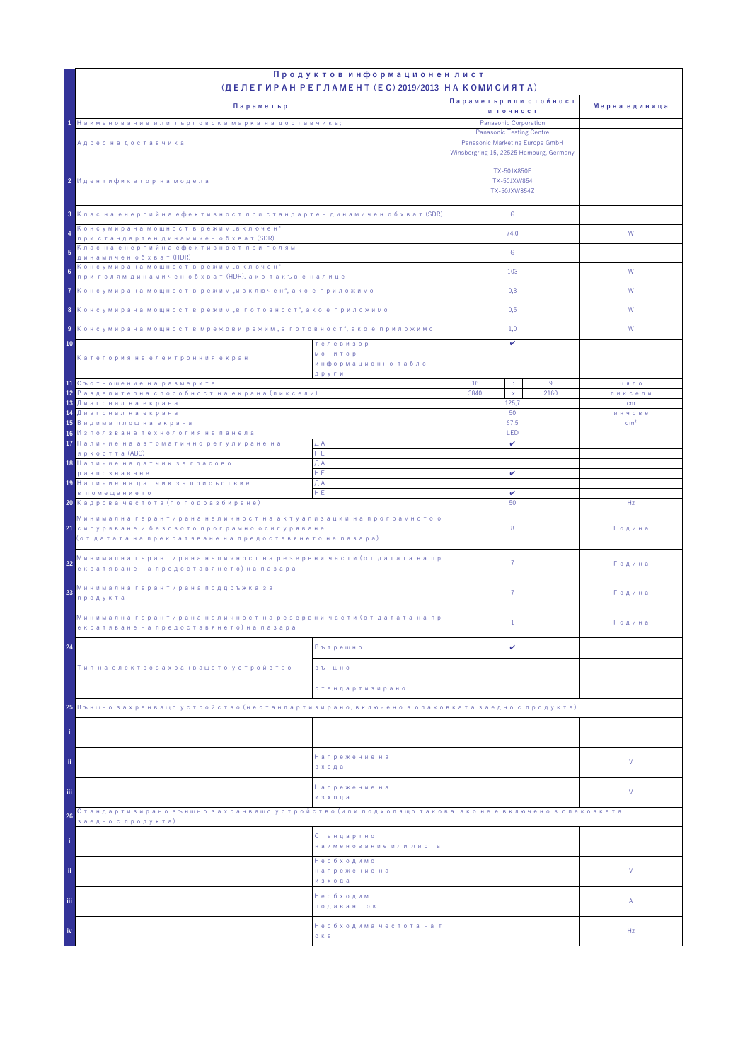# Продуктов информационен лист
## (ДЕЛЕГИРАН РЕГЛАМЕНТ (ЕС) 2019/2013 НА КОМИСИЯТА)

| | Параметър | | Параметър или стойност и точност | | | Мерна единица |
|---|---|---|---|---|---|---|
| 1 | Наименование или търговска марка на доставчика; | | Panasonic Corporation | | | |
| | Адрес на доставчика | | Panasonic Testing Centre<br>Panasonic Marketing Europe GmbH<br>Winsbergring 15, 22525 Hamburg, Germany | | | |
| 2 | Идентификатор на модела | | TX-50JX850E<br>TX-50JXW854<br>TX-50JXW854Z | | | |
| 3 | Клас на енергийна ефективност при стандартен динамичен обхват (SDR) | | G | | | |
| 4 | Консумирана мощност в режим „включен" при стандартен динамичен обхват (SDR) | | 74,0 | | | W |
| 5 | Клас на енергийна ефективност при голям динамичен обхват (HDR) | | G | | | |
| 6 | Консумирана мощност в режим „включен" при голям динамичен обхват (HDR), ако такъв е налице | | 103 | | | W |
| 7 | Консумирана мощност в режим „изключен", ако е приложимо | | 0,3 | | | W |
| 8 | Консумирана мощност в режим „в готовност", ако е приложимо | | 0,5 | | | W |
| 9 | Консумирана мощност в мрежови режим „в готовност", ако е приложимо | | 1,0 | | | W |
| 10 | Категория на електронния екран | телевизор | ✔ | | | |
| | | монитор | | | | |
| | | информационно табло | | | | |
| | | други | | | | |
| 11 | Съотношение на размерите | | 16 | : | 9 | цяло |
| 12 | Разделителна способност на екрана (пиксели) | | 3840 | x | 2160 | пиксели |
| 13 | Диагонал на екрана | | 125,7 | | | cm |
| 14 | Диагонал на екрана | | 50 | | | инчове |
| 15 | Видима площ на екрана | | 67,5 | | | dm² |
| 16 | Използвана технология на панела | | LED | | | |
| 17 | Наличие на автоматично регулиране на яркостта (ABC) | ДА | ✔ | | | |
| | | НЕ | | | | |
| 18 | Наличие на датчик за гласово разпознаване | ДА | | | | |
| | | НЕ | ✔ | | | |
| 19 | Наличие на датчик за присъствие в помещението | ДА | | | | |
| | | НЕ | ✔ | | | |
| 20 | Кадрова честота (по подразбиране) | | 50 | | | Hz |
| 21 | Минимална гарантирана наличност на актуализации на програмното осигуряване и базовото програмно осигуряване (от датата на прекратяване на предоставянето на пазара) | | 8 | | | Година |
| 22 | Минимална гарантирана наличност на резервни части (от датата на прекратяване на предоставянето) на пазара | | 7 | | | Година |
| 23 | Минимална гарантирана поддръжка за продукта | | 7 | | | Година |
| | Минимална гарантирана наличност на резервни части (от датата на прекратяване на предоставянето) на пазара | | 1 | | | Година |
| 24 | Тип на електрозахранващото устройство | Вътрешно | ✔ | | | |
| | | външно | | | | |
| | | стандартизирано | | | | |
| 25 | Външно захранващо устройство (нестандартизирано, включено в опаковката заедно с продукта) | | | | | |
| i | | | | | | |
| ii | | Напрежение на входа | | | | V |
| iii | | Напрежение на изхода | | | | V |
| 26 | Стандартизирано външно захранващо устройство (или подходящо такова, ако не е включено в опаковката заедно с продукта) | | | | | |
| i | | Стандартно наименование или листа | | | | |
| ii | | Необходимо напрежение на изхода | | | | V |
| iii | | Необходим подаван ток | | | | A |
| iv | | Необходима честота на тока | | | | Hz |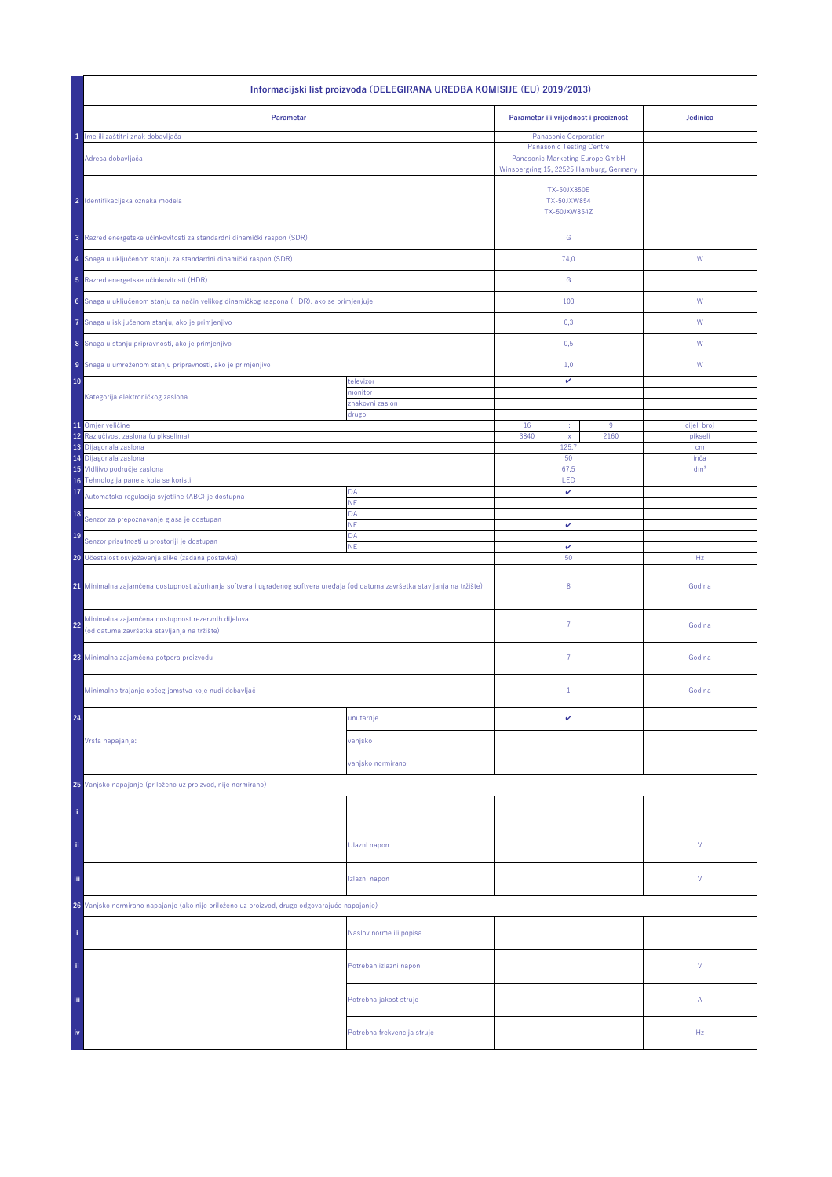# Informacijski list proizvoda (DELEGIRANA UREDBA KOMISIJE (EU) 2019/2013)

| | Parametar | | Parametar ili vrijednost i preciznost | | | Jedinica |
|---|---|---|---|---|---|---|
| 1 | Ime ili zaštitni znak dobavljača | | Panasonic Corporation | | | |
| | Adresa dobavljača | | Panasonic Testing Centre<br>Panasonic Marketing Europe GmbH<br>Winsbergring 15, 22525 Hamburg, Germany | | | |
| 2 | Identifikacijska oznaka modela | | TX-50JX850E<br>TX-50JXW854<br>TX-50JXW854Z | | | |
| 3 | Razred energetske učinkovitosti za standardni dinamički raspon (SDR) | | G | | | |
| 4 | Snaga u uključenom stanju za standardni dinamički raspon (SDR) | | 74,0 | | | W |
| 5 | Razred energetske učinkovitosti (HDR) | | G | | | |
| 6 | Snaga u uključenom stanju za način velikog dinamičkog raspona (HDR), ako se primjenjuje | | 103 | | | W |
| 7 | Snaga u isključenom stanju, ako je primjenjivo | | 0,3 | | | W |
| 8 | Snaga u stanju pripravnosti, ako je primjenjivo | | 0,5 | | | W |
| 9 | Snaga u umreženom stanju pripravnosti, ako je primjenjivo | | 1,0 | | | W |
| 10 | Kategorija elektroničkog zaslona | televizor | ✔ | | | |
| | | monitor | | | | |
| | | znakovni zaslon | | | | |
| | | drugo | | | | |
| 11 | Omjer veličine | | 16 | : | 9 | cijeli broj |
| 12 | Razlučivost zaslona (u pikselima) | | 3840 | x | 2160 | pikseli |
| 13 | Dijagonala zaslona | | 125,7 | | | cm |
| 14 | Dijagonala zaslona | | 50 | | | inča |
| 15 | Vidljivo područje zaslona | | 67,5 | | | dm² |
| 16 | Tehnologija panela koja se koristi | | LED | | | |
| 17 | Automatska regulacija svjetline (ABC) je dostupna | DA | ✔ | | | |
| | | NE | | | | |
| 18 | Senzor za prepoznavanje glasa je dostupan | DA | | | | |
| | | NE | ✔ | | | |
| 19 | Senzor prisutnosti u prostoriji je dostupan | DA | | | | |
| | | NE | ✔ | | | |
| 20 | Učestalost osvježavanja slike (zadana postavka) | | 50 | | | Hz |
| 21 | Minimalna zajamčena dostupnost ažuriranja softvera i ugrađenog softvera uređaja (od datuma završetka stavljanja na tržište) | | 8 | | | Godina |
| 22 | Minimalna zajamčena dostupnost rezervnih dijelova (od datuma završetka stavljanja na tržište) | | 7 | | | Godina |
| 23 | Minimalna zajamčena potpora proizvodu | | 7 | | | Godina |
| | Minimalno trajanje općeg jamstva koje nudi dobavljač | | 1 | | | Godina |
| 24 | Vrsta napajanja: | unutarnje | ✔ | | | |
| | | vanjsko | | | | |
| | | vanjsko normirano | | | | |
| 25 | Vanjsko napajanje (priloženo uz proizvod, nije normirano) | | | | | |
| i | | | | | | |
| ii | | Ulazni napon | | | | V |
| iii | | Izlazni napon | | | | V |
| 26 | Vanjsko normirano napajanje (ako nije priloženo uz proizvod, drugo odgovarajuće napajanje) | | | | | |
| i | | Naslov norme ili popisa | | | | |
| ii | | Potreban izlazni napon | | | | V |
| iii | | Potrebna jakost struje | | | | A |
| iv | | Potrebna frekvencija struje | | | | Hz |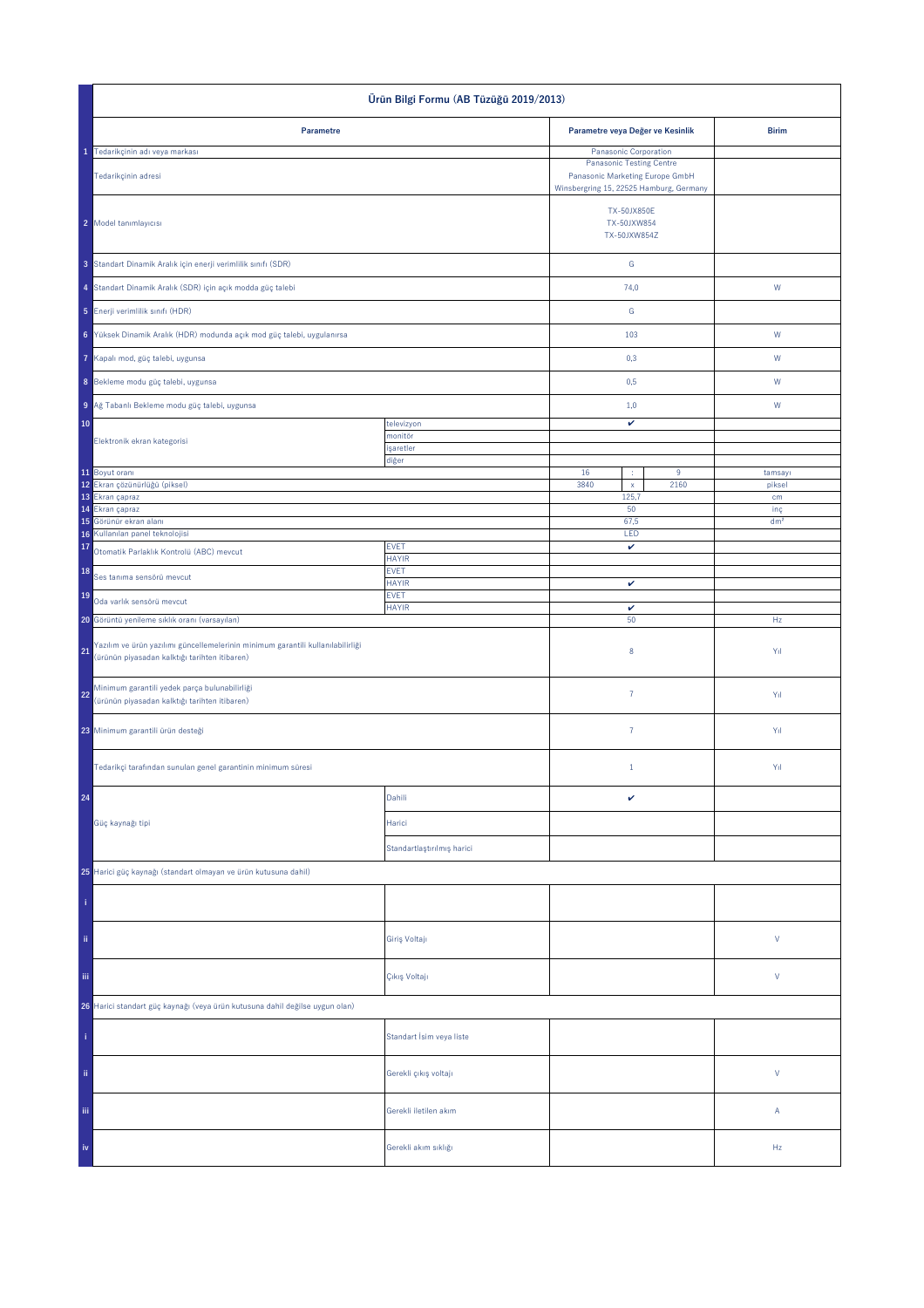| | Ürün Bilgi Formu (AB Tüzüğü 2019/2013) | | | | | |
|---|---|---|---|---|---|---|
| | **Parametre** | | **Parametre veya Değer ve Kesinlik** | | | **Birim** |
| 1 | Tedarikçinin adı veya markası | | Panasonic Corporation | | | |
| | Tedarikçinin adresi | | Panasonic Testing Centre<br>Panasonic Marketing Europe GmbH<br>Winsbergring 15, 22525 Hamburg, Germany | | | |
| 2 | Model tanımlayıcısı | | TX-50JX850E<br>TX-50JXW854<br>TX-50JXW854Z | | | |
| 3 | Standart Dinamik Aralık için enerji verimlilik sınıfı (SDR) | | G | | | |
| 4 | Standart Dinamik Aralık (SDR) için açık modda güç talebi | | 74,0 | | | W |
| 5 | Enerji verimlilik sınıfı (HDR) | | G | | | |
| 6 | Yüksek Dinamik Aralık (HDR) modunda açık mod güç talebi, uygulanırsa | | 103 | | | W |
| 7 | Kapalı mod, güç talebi, uygunsa | | 0,3 | | | W |
| 8 | Bekleme modu güç talebi, uygunsa | | 0,5 | | | W |
| 9 | Ağ Tabanlı Bekleme modu güç talebi, uygunsa | | 1,0 | | | W |
| 10 | Elektronik ekran kategorisi | televizyon | ✔ | | | |
| | | monitör | | | | |
| | | işaretler | | | | |
| | | diğer | | | | |
| 11 | Boyut oranı | | 16 | : | 9 | tamsayı |
| 12 | Ekran çözünürlüğü (piksel) | | 3840 | x | 2160 | piksel |
| 13 | Ekran çapraz | | 125,7 | | | cm |
| 14 | Ekran çapraz | | 50 | | | inç |
| 15 | Görünür ekran alanı | | 67,5 | | | dm² |
| 16 | Kullanılan panel teknolojisi | | LED | | | |
| 17 | Otomatik Parlaklık Kontrolü (ABC) mevcut | EVET | ✔ | | | |
| | | HAYIR | | | | |
| 18 | Ses tanıma sensörü mevcut | EVET | | | | |
| | | HAYIR | ✔ | | | |
| 19 | Oda varlık sensörü mevcut | EVET | | | | |
| | | HAYIR | ✔ | | | |
| 20 | Görüntü yenileme sıklık oranı (varsayılan) | | 50 | | | Hz |
| 21 | Yazılım ve ürün yazılımı güncellemelerinin minimum garantili kullanılabilirliği (ürünün piyasadan kalktığı tarihten itibaren) | | 8 | | | Yıl |
| 22 | Minimum garantili yedek parça bulunabilirliği (ürünün piyasadan kalktığı tarihten itibaren) | | 7 | | | Yıl |
| 23 | Minimum garantili ürün desteği | | 7 | | | Yıl |
| | Tedarikçi tarafından sunulan genel garantinin minimum süresi | | 1 | | | Yıl |
| 24 | Güç kaynağı tipi | Dahili | ✔ | | | |
| | | Harici | | | | |
| | | Standartlaştırılmış harici | | | | |
| 25 | Harici güç kaynağı (standart olmayan ve ürün kutusuna dahil) | | | | | |
| i | | | | | | |
| ii | | Giriş Voltajı | | | | V |
| iii | | Çıkış Voltajı | | | | V |
| 26 | Harici standart güç kaynağı (veya ürün kutusuna dahil değilse uygun olan) | | | | | |
| i | | Standart İsim veya liste | | | | |
| ii | | Gerekli çıkış voltajı | | | | V |
| iii | | Gerekli iletilen akım | | | | A |
| iv | | Gerekli akım sıklığı | | | | Hz |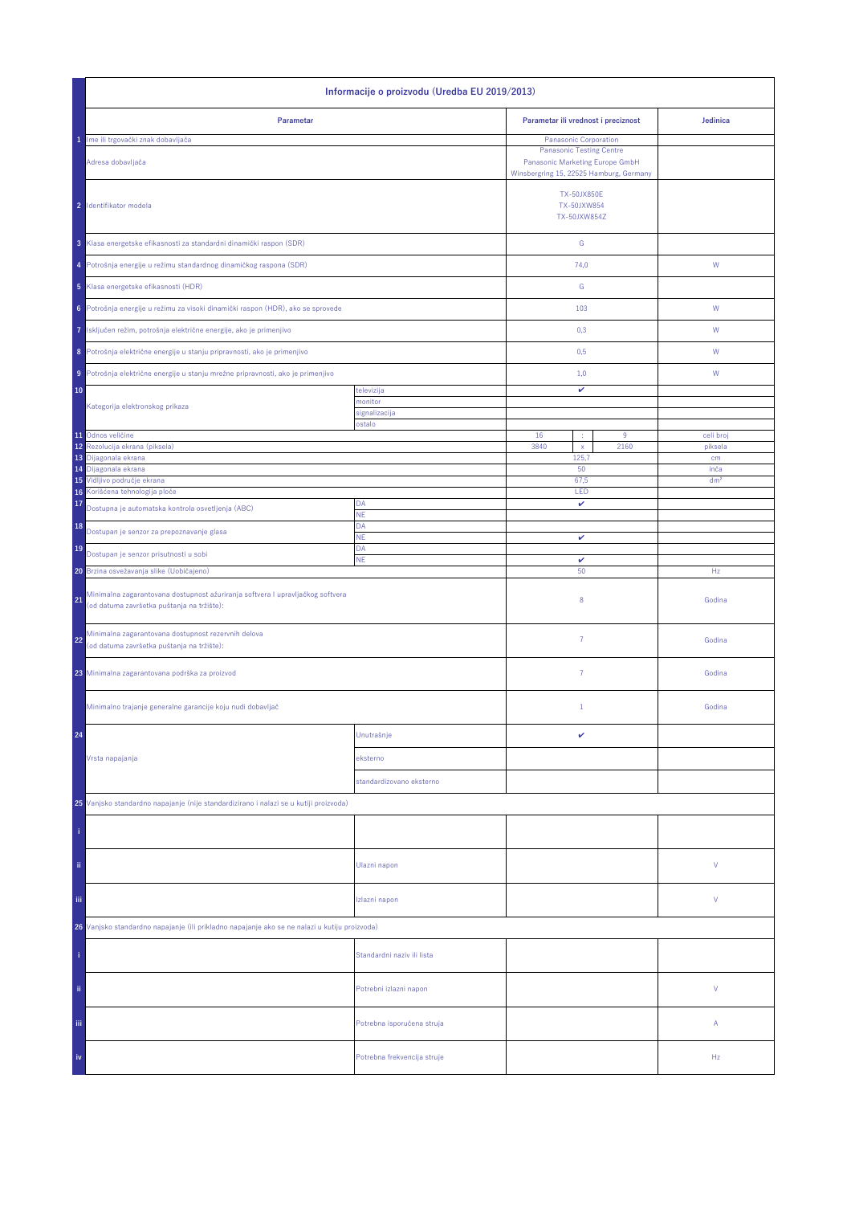| | Informacije o proizvodu (Uredba EU 2019/2013) | | | | | |
|---|---|---|---|---|---|---|
| | **Parametar** | | **Parametar ili vrednost i preciznost** | | | **Jedinica** |
| 1 | Ime ili trgovački znak dobavljača | | Panasonic Corporation | | | |
| | Adresa dobavljača | | Panasonic Testing Centre<br>Panasonic Marketing Europe GmbH<br>Winsbergring 15, 22525 Hamburg, Germany | | | |
| 2 | Identifikator modela | | TX-50JX850E<br>TX-50JXW854<br>TX-50JXW854Z | | | |
| 3 | Klasa energetske efikasnosti za standardni dinamički raspon (SDR) | | G | | | |
| 4 | Potrošnja energije u režimu standardnog dinamičkog raspona (SDR) | | 74,0 | | | W |
| 5 | Klasa energetske efikasnosti (HDR) | | G | | | |
| 6 | Potrošnja energije u režimu za visoki dinamički raspon (HDR), ako se sprovede | | 103 | | | W |
| 7 | Isključen režim, potrošnja električne energije, ako je primenjivo | | 0,3 | | | W |
| 8 | Potrošnja električne energije u stanju pripravnosti, ako je primenjivo | | 0,5 | | | W |
| 9 | Potrošnja električne energije u stanju mrežne pripravnosti, ako je primenjivo | | 1,0 | | | W |
| 10 | Kategorija elektronskog prikaza | televizija | ✔ | | | |
| | | monitor | | | | |
| | | signalizacija | | | | |
| | | ostalo | | | | |
| 11 | Odnos veličine | | 16 | : | 9 | celi broj |
| 12 | Rezolucija ekrana (piksela) | | 3840 | x | 2160 | piksela |
| 13 | Dijagonala ekrana | | 125,7 | | | cm |
| 14 | Dijagonala ekrana | | 50 | | | inča |
| 15 | Vidljivo područje ekrana | | 67,5 | | | dm² |
| 16 | Korišćena tehnologija ploče | | LED | | | |
| 17 | Dostupna je automatska kontrola osvetljenja (ABC) | DA | ✔ | | | |
| | | NE | | | | |
| 18 | Dostupan je senzor za prepoznavanje glasa | DA | | | | |
| | | NE | ✔ | | | |
| 19 | Dostupan je senzor prisutnosti u sobi | DA | | | | |
| | | NE | ✔ | | | |
| 20 | Brzina osvežavanja slike (Uobičajeno) | | 50 | | | Hz |
| 21 | Minimalna zagarantovana dostupnost ažuriranja softvera i upravljačkog softvera (od datuma završetka puštanja na tržište): | | 8 | | | Godina |
| 22 | Minimalna zagarantovana dostupnost rezervnih delova (od datuma završetka puštanja na tržište): | | 7 | | | Godina |
| 23 | Minimalna zagarantovana podrška za proizvod | | 7 | | | Godina |
| | Minimalno trajanje generalne garancije koju nudi dobavljač | | 1 | | | Godina |
| 24 | Vrsta napajanja | Unutrašnje | ✔ | | | |
| | | eksterno | | | | |
| | | standardizovano eksterno | | | | |
| 25 | Vanjsko standardno napajanje (nije standardizirano i nalazi se u kutiji proizvoda) | | | | | |
| i | | | | | | |
| ii | | Ulazni napon | | | | V |
| iii | | Izlazni napon | | | | V |
| 26 | Vanjsko standardno napajanje (ili prikladno napajanje ako se ne nalazi u kutiju proizvoda) | | | | | |
| i | | Standardni naziv ili lista | | | | |
| ii | | Potrebni izlazni napon | | | | V |
| iii | | Potrebna isporučena struja | | | | A |
| iv | | Potrebna frekvencija struje | | | | Hz |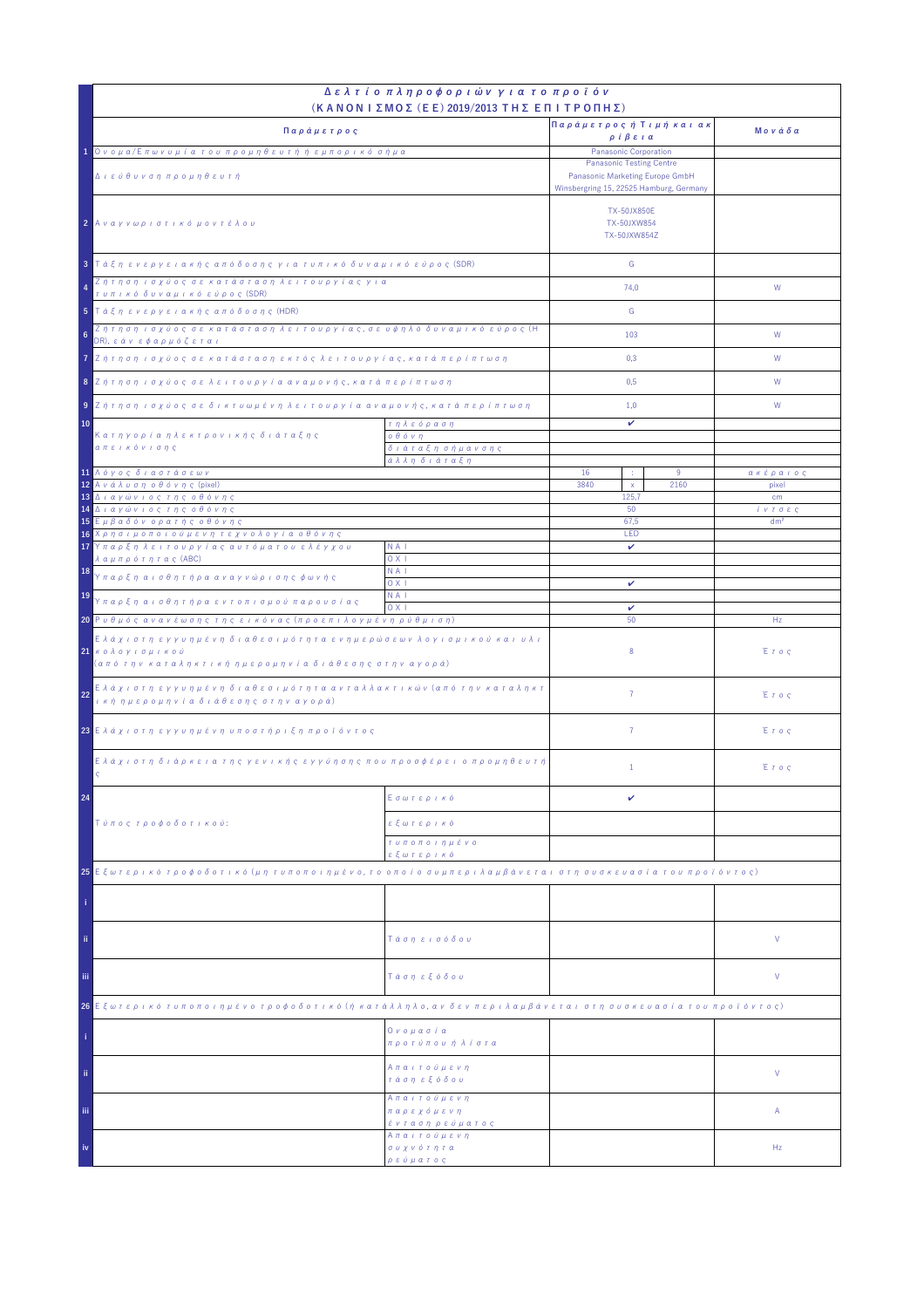# Δελτίο πληροφοριών για το προϊόν

## (ΚΑΝΟΝΙΣΜΟΣ (ΕΕ) 2019/2013 ΤΗΣ ΕΠΙΤΡΟΠΗΣ)

| | Παράμετρος | | Παράμετρος ή Τιμή και ακρίβεια | | | Μονάδα |
|---|---|---|---|---|---|---|
| 1 | Ονομα/Επωνυμία του προμηθευτή ή εμπορικό σήμα | | Panasonic Corporation | | | |
| | Διεύθυνση προμηθευτή | | Panasonic Testing Centre<br>Panasonic Marketing Europe GmbH<br>Winsbergring 15, 22525 Hamburg, Germany | | | |
| 2 | Αναγνωριστικό μοντέλου | | TX-50JX850E<br>TX-50JXW854<br>TX-50JXW854Z | | | |
| 3 | Τάξη ενεργειακής απόδοσης για τυπικό δυναμικό εύρος (SDR) | | G | | | |
| 4 | Ζήτηση ισχύος σε κατάσταση λειτουργίας για τυπικό δυναμικό εύρος (SDR) | | 74,0 | | | W |
| 5 | Τάξη ενεργειακής απόδοσης (HDR) | | G | | | |
| 6 | Ζήτηση ισχύος σε κατάσταση λειτουργίας, σε υψηλό δυναμικό εύρος (HDR), εάν εφαρμόζεται | | 103 | | | W |
| 7 | Ζήτηση ισχύος σε κατάσταση εκτός λειτουργίας, κατά περίπτωση | | 0,3 | | | W |
| 8 | Ζήτηση ισχύος σε λειτουργία αναμονής, κατά περίπτωση | | 0,5 | | | W |
| 9 | Ζήτηση ισχύος σε δικτυωμένη λειτουργία αναμονής, κατά περίπτωση | | 1,0 | | | W |
| 10 | Κατηγορία ηλεκτρονικής διάταξης απεικόνισης | τηλεόραση | ✔ | | | |
| | | οθόνη | | | | |
| | | διάταξη σήμανσης | | | | |
| | | άλλη διάταξη | | | | |
| 11 | Λόγος διαστάσεων | | 16 | : | 9 | ακέραιος |
| 12 | Ανάλυση οθόνης (pixel) | | 3840 | x | 2160 | pixel |
| 13 | Διαγώνιος της οθόνης | | 125,7 | | | cm |
| 14 | Διαγώνιος της οθόνης | | 50 | | | ίντσες |
| 15 | Εμβαδόν ορατής οθόνης | | 67,5 | | | dm² |
| 16 | Χρησιμοποιούμενη τεχνολογία οθόνης | | LED | | | |
| 17 | Ύπαρξη λειτουργίας αυτόματου ελέγχου λαμπρότητας (ABC) | ΝΑΙ | ✔ | | | |
| | | ΟΧΙ | | | | |
| 18 | Ύπαρξη αισθητήρα αναγνώρισης φωνής | ΝΑΙ | | | | |
| | | ΟΧΙ | ✔ | | | |
| 19 | Ύπαρξη αισθητήρα εντοπισμού παρουσίας | ΝΑΙ | | | | |
| | | ΟΧΙ | ✔ | | | |
| 20 | Ρυθμός ανανέωσης της εικόνας (προεπιλογμένη ρύθμιση) | | 50 | | | Hz |
| 21 | Ελάχιστη εγγυημένη διαθεσιμότητα ενημερώσεων λογισμικού και υλικολογισμικού (από την καταληκτική ημερομηνία διάθεσης στην αγορά) | | 8 | | | Έτος |
| 22 | Ελάχιστη εγγυημένη διαθεσιμότητα ανταλλακτικών (από την καταληκτική ημερομηνία διάθεσης στην αγορά) | | 7 | | | Έτος |
| 23 | Ελάχιστη εγγυημένη υποστήριξη προϊόντος | | 7 | | | Έτος |
| | Ελάχιστη διάρκεια της γενικής εγγύησης που προσφέρει ο προμηθευτής | | 1 | | | Έτος |
| 24 | Τύπος τροφοδοτικού: | Εσωτερικό | ✔ | | | |
| | | εξωτερικό | | | | |
| | | τυποποιημένο εξωτερικό | | | | |
| 25 | Εξωτερικό τροφοδοτικό (μη τυποποιημένο, το οποίο συμπεριλαμβάνεται στη συσκευασία του προϊόντος) | | | | | |
| i | | | | | | |
| ii | | Τάση εισόδου | | | | V |
| iii | | Τάση εξόδου | | | | V |
| 26 | Εξωτερικό τυποποιημένο τροφοδοτικό (ή κατάλληλο, αν δεν περιλαμβάνεται στη συσκευασία του προϊόντος) | | | | | |
| i | | Ονομασία προτύπου ή λίστα | | | | |
| ii | | Απαιτούμενη τάση εξόδου | | | | V |
| iii | | Απαιτούμενη παρεχόμενη ένταση ρεύματος | | | | A |
| iv | | Απαιτούμενη συχνότητα ρεύματος | | | | Hz |